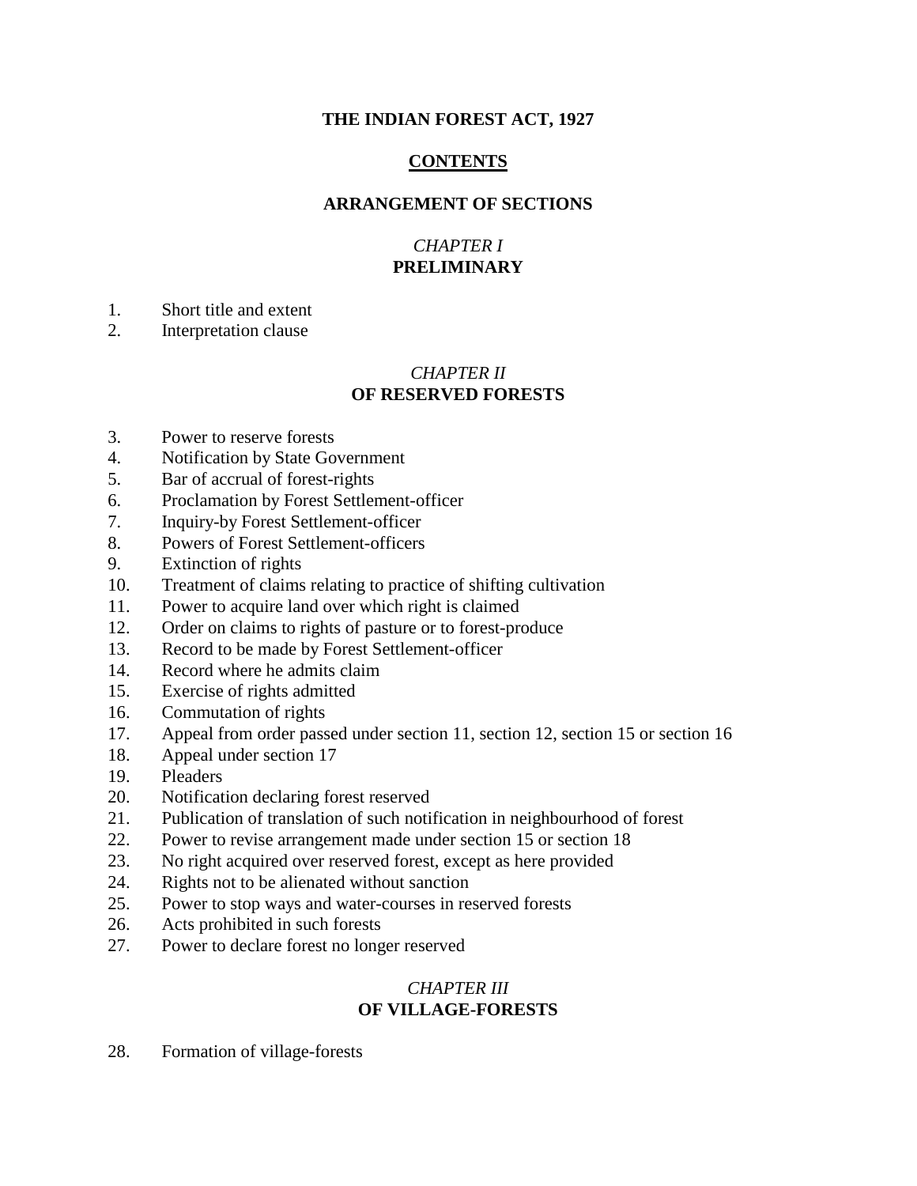# THE INDIAN FOREST ACT, 1927

## CONTENTS

## ARRANGEMENT OF SECTIONS

### *CHAPTER I*
### PRELIMINARY

1. Short title and extent
2. Interpretation clause

### *CHAPTER II*
### OF RESERVED FORESTS

3. Power to reserve forests
4. Notification by State Government
5. Bar of accrual of forest-rights
6. Proclamation by Forest Settlement-officer
7. Inquiry-by Forest Settlement-officer
8. Powers of Forest Settlement-officers
9. Extinction of rights
10. Treatment of claims relating to practice of shifting cultivation
11. Power to acquire land over which right is claimed
12. Order on claims to rights of pasture or to forest-produce
13. Record to be made by Forest Settlement-officer
14. Record where he admits claim
15. Exercise of rights admitted
16. Commutation of rights
17. Appeal from order passed under section 11, section 12, section 15 or section 16
18. Appeal under section 17
19. Pleaders
20. Notification declaring forest reserved
21. Publication of translation of such notification in neighbourhood of forest
22. Power to revise arrangement made under section 15 or section 18
23. No right acquired over reserved forest, except as here provided
24. Rights not to be alienated without sanction
25. Power to stop ways and water-courses in reserved forests
26. Acts prohibited in such forests
27. Power to declare forest no longer reserved

### *CHAPTER III*
### OF VILLAGE-FORESTS

28. Formation of village-forests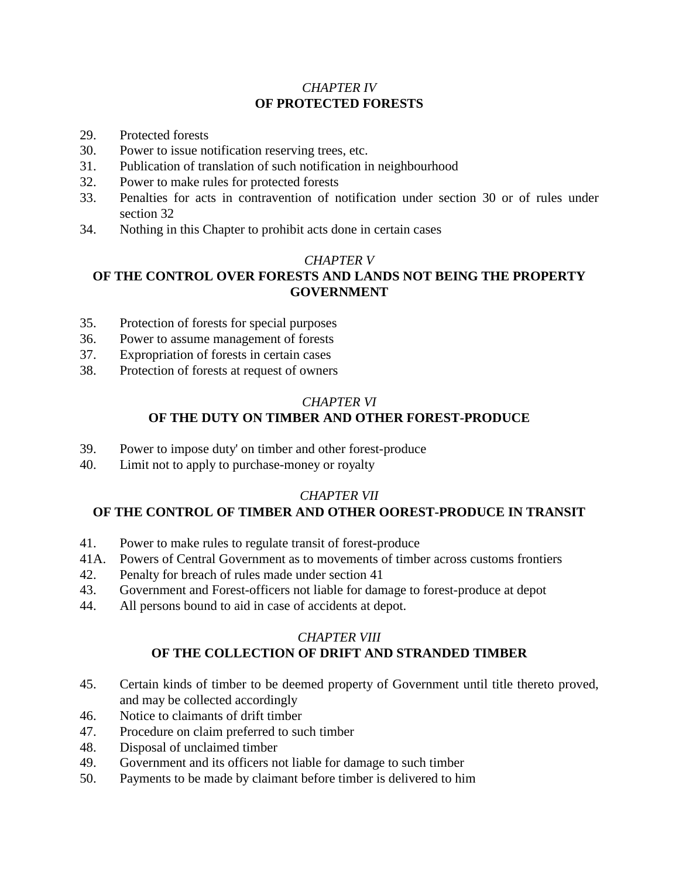*CHAPTER IV*
**OF PROTECTED FORESTS**

29. Protected forests
30. Power to issue notification reserving trees, etc.
31. Publication of translation of such notification in neighbourhood
32. Power to make rules for protected forests
33. Penalties for acts in contravention of notification under section 30 or of rules under section 32
34. Nothing in this Chapter to prohibit acts done in certain cases

*CHAPTER V*
**OF THE CONTROL OVER FORESTS AND LANDS NOT BEING THE PROPERTY GOVERNMENT**

35. Protection of forests for special purposes
36. Power to assume management of forests
37. Expropriation of forests in certain cases
38. Protection of forests at request of owners

*CHAPTER VI*
**OF THE DUTY ON TIMBER AND OTHER FOREST-PRODUCE**

39. Power to impose duty' on timber and other forest-produce
40. Limit not to apply to purchase-money or royalty

*CHAPTER VII*
**OF THE CONTROL OF TIMBER AND OTHER OOREST-PRODUCE IN TRANSIT**

41. Power to make rules to regulate transit of forest-produce
41A. Powers of Central Government as to movements of timber across customs frontiers
42. Penalty for breach of rules made under section 41
43. Government and Forest-officers not liable for damage to forest-produce at depot
44. All persons bound to aid in case of accidents at depot.

*CHAPTER VIII*
**OF THE COLLECTION OF DRIFT AND STRANDED TIMBER**

45. Certain kinds of timber to be deemed property of Government until title thereto proved, and may be collected accordingly
46. Notice to claimants of drift timber
47. Procedure on claim preferred to such timber
48. Disposal of unclaimed timber
49. Government and its officers not liable for damage to such timber
50. Payments to be made by claimant before timber is delivered to him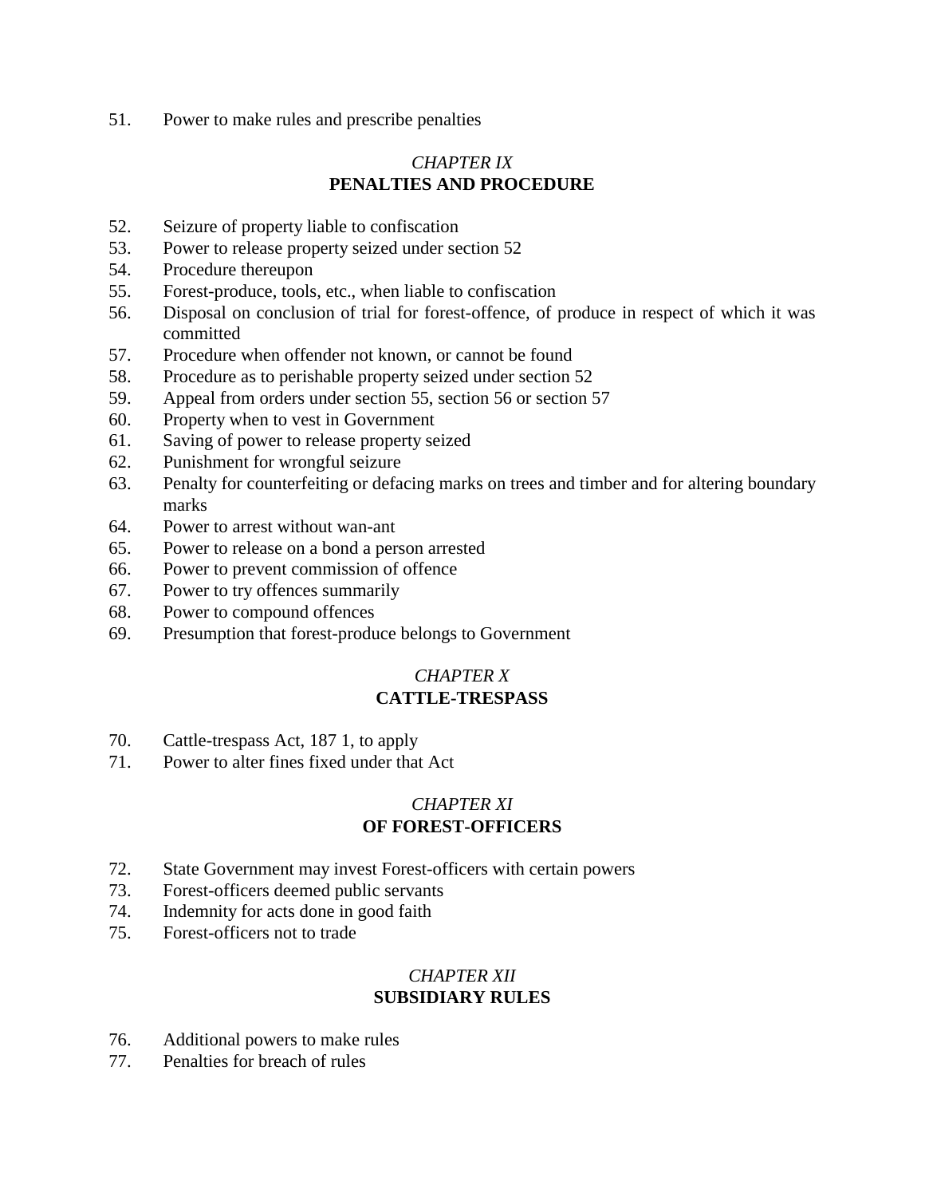51. Power to make rules and prescribe penalties

*CHAPTER IX*
**PENALTIES AND PROCEDURE**

52. Seizure of property liable to confiscation
53. Power to release property seized under section 52
54. Procedure thereupon
55. Forest-produce, tools, etc., when liable to confiscation
56. Disposal on conclusion of trial for forest-offence, of produce in respect of which it was committed
57. Procedure when offender not known, or cannot be found
58. Procedure as to perishable property seized under section 52
59. Appeal from orders under section 55, section 56 or section 57
60. Property when to vest in Government
61. Saving of power to release property seized
62. Punishment for wrongful seizure
63. Penalty for counterfeiting or defacing marks on trees and timber and for altering boundary marks
64. Power to arrest without wan-ant
65. Power to release on a bond a person arrested
66. Power to prevent commission of offence
67. Power to try offences summarily
68. Power to compound offences
69. Presumption that forest-produce belongs to Government

*CHAPTER X*
**CATTLE-TRESPASS**

70. Cattle-trespass Act, 187 1, to apply
71. Power to alter fines fixed under that Act

*CHAPTER XI*
**OF FOREST-OFFICERS**

72. State Government may invest Forest-officers with certain powers
73. Forest-officers deemed public servants
74. Indemnity for acts done in good faith
75. Forest-officers not to trade

*CHAPTER XII*
**SUBSIDIARY RULES**

76. Additional powers to make rules
77. Penalties for breach of rules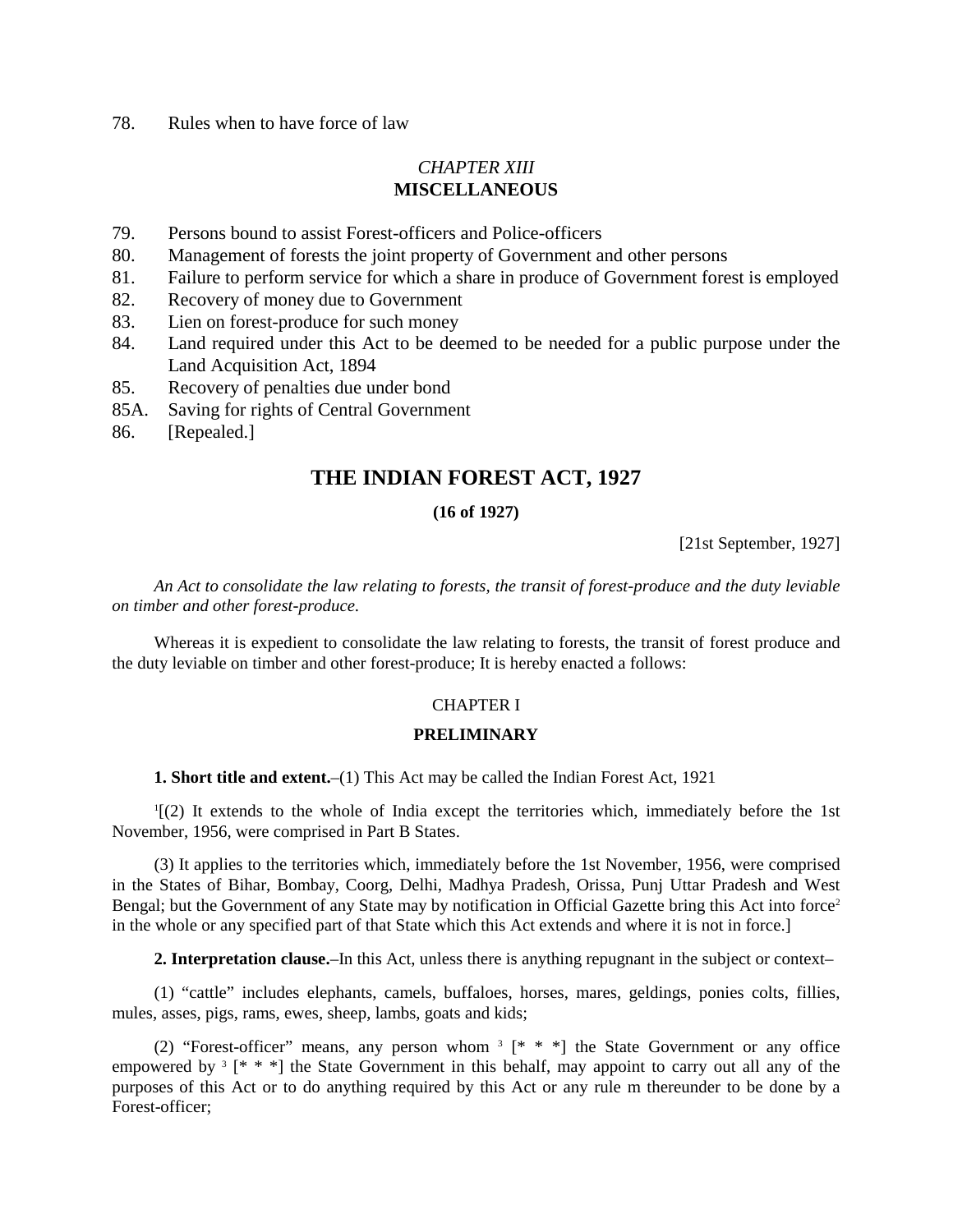78. Rules when to have force of law

*CHAPTER XIII*
**MISCELLANEOUS**

79. Persons bound to assist Forest-officers and Police-officers
80. Management of forests the joint property of Government and other persons
81. Failure to perform service for which a share in produce of Government forest is employed
82. Recovery of money due to Government
83. Lien on forest-produce for such money
84. Land required under this Act to be deemed to be needed for a public purpose under the Land Acquisition Act, 1894
85. Recovery of penalties due under bond
85A. Saving for rights of Central Government
86. [Repealed.]

# THE INDIAN FOREST ACT, 1927

**(16 of 1927)**

[21st September, 1927]

*An Act to consolidate the law relating to forests, the transit of forest-produce and the duty leviable on timber and other forest-produce.*

Whereas it is expedient to consolidate the law relating to forests, the transit of forest produce and the duty leviable on timber and other forest-produce; It is hereby enacted a follows:

CHAPTER I

**PRELIMINARY**

**1. Short title and extent.**–(1) This Act may be called the Indian Forest Act, 1921

[1][(2) It extends to the whole of India except the territories which, immediately before the 1st November, 1956, were comprised in Part B States.

(3) It applies to the territories which, immediately before the 1st November, 1956, were comprised in the States of Bihar, Bombay, Coorg, Delhi, Madhya Pradesh, Orissa, Punj Uttar Pradesh and West Bengal; but the Government of any State may by notification in Official Gazette bring this Act into force[2] in the whole or any specified part of that State which this Act extends and where it is not in force.]

**2. Interpretation clause.**–In this Act, unless there is anything repugnant in the subject or context–

(1) "cattle" includes elephants, camels, buffaloes, horses, mares, geldings, ponies colts, fillies, mules, asses, pigs, rams, ewes, sheep, lambs, goats and kids;

(2) "Forest-officer" means, any person whom [3] [* * *] the State Government or any office empowered by [3] [* * *] the State Government in this behalf, may appoint to carry out all any of the purposes of this Act or to do anything required by this Act or any rule m thereunder to be done by a Forest-officer;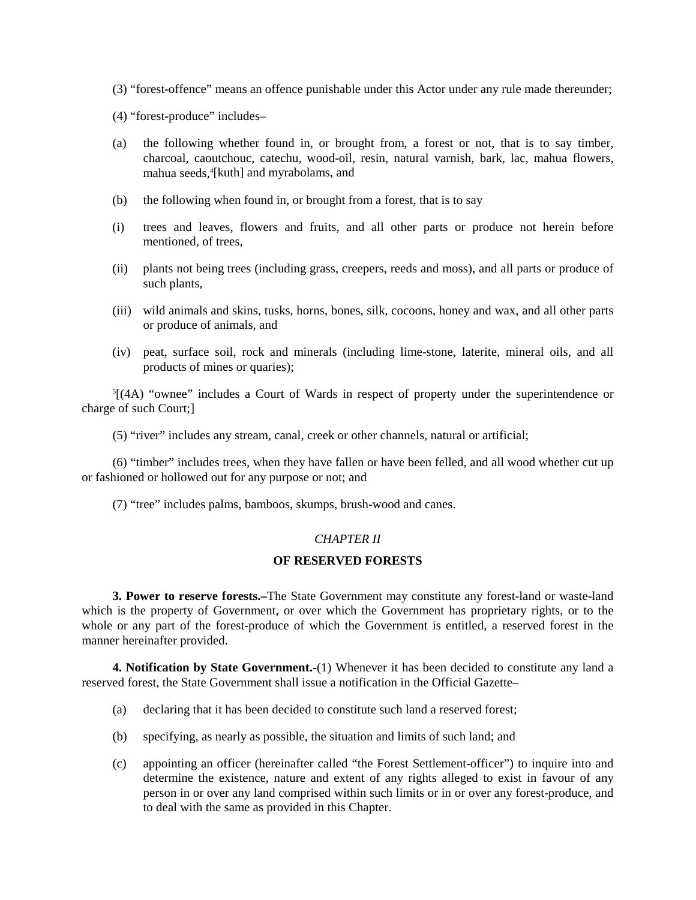(3) "forest-offence" means an offence punishable under this Actor under any rule made thereunder;

(4) "forest-produce" includes–

(a) the following whether found in, or brought from, a forest or not, that is to say timber, charcoal, caoutchouc, catechu, wood-oil, resin, natural varnish, bark, lac, mahua flowers, mahua seeds,[4][kuth] and myrabolams, and

(b) the following when found in, or brought from a forest, that is to say

(i) trees and leaves, flowers and fruits, and all other parts or produce not herein before mentioned, of trees,

(ii) plants not being trees (including grass, creepers, reeds and moss), and all parts or produce of such plants,

(iii) wild animals and skins, tusks, horns, bones, silk, cocoons, honey and wax, and all other parts or produce of animals, and

(iv) peat, surface soil, rock and minerals (including lime-stone, laterite, mineral oils, and all products of mines or quaries);

[5][(4A) "ownee" includes a Court of Wards in respect of property under the superintendence or charge of such Court;]

(5) "river" includes any stream, canal, creek or other channels, natural or artificial;

(6) "timber" includes trees, when they have fallen or have been felled, and all wood whether cut up or fashioned or hollowed out for any purpose or not; and

(7) "tree" includes palms, bamboos, skumps, brush-wood and canes.

## *CHAPTER II*

## **OF RESERVED FORESTS**

**3. Power to reserve forests.–**The State Government may constitute any forest-land or waste-land which is the property of Government, or over which the Government has proprietary rights, or to the whole or any part of the forest-produce of which the Government is entitled, a reserved forest in the manner hereinafter provided.

**4. Notification by State Government.-**(1) Whenever it has been decided to constitute any land a reserved forest, the State Government shall issue a notification in the Official Gazette–

(a) declaring that it has been decided to constitute such land a reserved forest;

(b) specifying, as nearly as possible, the situation and limits of such land; and

(c) appointing an officer (hereinafter called "the Forest Settlement-officer") to inquire into and determine the existence, nature and extent of any rights alleged to exist in favour of any person in or over any land comprised within such limits or in or over any forest-produce, and to deal with the same as provided in this Chapter.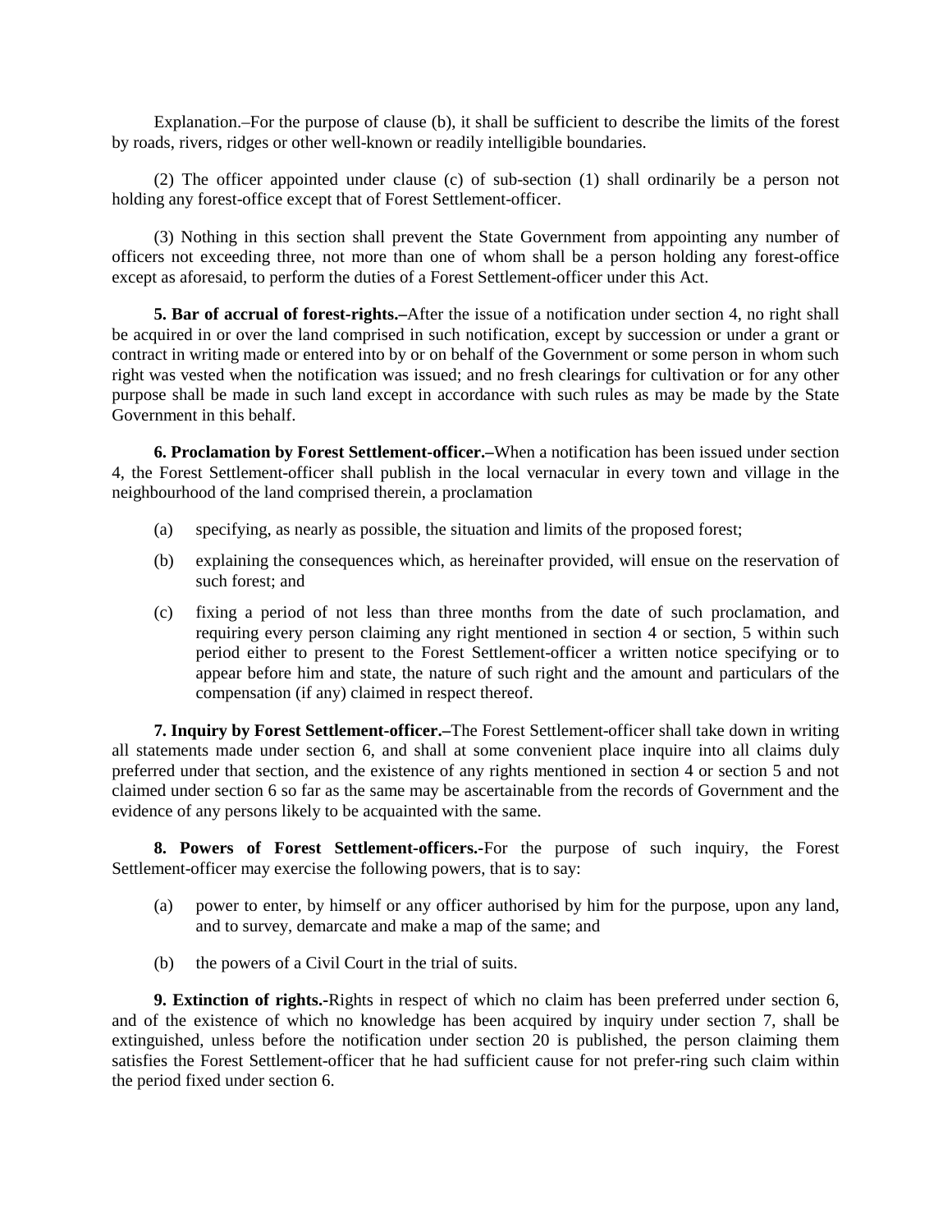Explanation.–For the purpose of clause (b), it shall be sufficient to describe the limits of the forest by roads, rivers, ridges or other well-known or readily intelligible boundaries.

(2) The officer appointed under clause (c) of sub-section (1) shall ordinarily be a person not holding any forest-office except that of Forest Settlement-officer.

(3) Nothing in this section shall prevent the State Government from appointing any number of officers not exceeding three, not more than one of whom shall be a person holding any forest-office except as aforesaid, to perform the duties of a Forest Settlement-officer under this Act.

**5. Bar of accrual of forest-rights.–**After the issue of a notification under section 4, no right shall be acquired in or over the land comprised in such notification, except by succession or under a grant or contract in writing made or entered into by or on behalf of the Government or some person in whom such right was vested when the notification was issued; and no fresh clearings for cultivation or for any other purpose shall be made in such land except in accordance with such rules as may be made by the State Government in this behalf.

**6. Proclamation by Forest Settlement-officer.–**When a notification has been issued under section 4, the Forest Settlement-officer shall publish in the local vernacular in every town and village in the neighbourhood of the land comprised therein, a proclamation

(a) specifying, as nearly as possible, the situation and limits of the proposed forest;

(b) explaining the consequences which, as hereinafter provided, will ensue on the reservation of such forest; and

(c) fixing a period of not less than three months from the date of such proclamation, and requiring every person claiming any right mentioned in section 4 or section, 5 within such period either to present to the Forest Settlement-officer a written notice specifying or to appear before him and state, the nature of such right and the amount and particulars of the compensation (if any) claimed in respect thereof.

**7. Inquiry by Forest Settlement-officer.–**The Forest Settlement-officer shall take down in writing all statements made under section 6, and shall at some convenient place inquire into all claims duly preferred under that section, and the existence of any rights mentioned in section 4 or section 5 and not claimed under section 6 so far as the same may be ascertainable from the records of Government and the evidence of any persons likely to be acquainted with the same.

**8. Powers of Forest Settlement-officers.-**For the purpose of such inquiry, the Forest Settlement-officer may exercise the following powers, that is to say:

(a) power to enter, by himself or any officer authorised by him for the purpose, upon any land, and to survey, demarcate and make a map of the same; and

(b) the powers of a Civil Court in the trial of suits.

**9. Extinction of rights.-**Rights in respect of which no claim has been preferred under section 6, and of the existence of which no knowledge has been acquired by inquiry under section 7, shall be extinguished, unless before the notification under section 20 is published, the person claiming them satisfies the Forest Settlement-officer that he had sufficient cause for not prefer-ring such claim within the period fixed under section 6.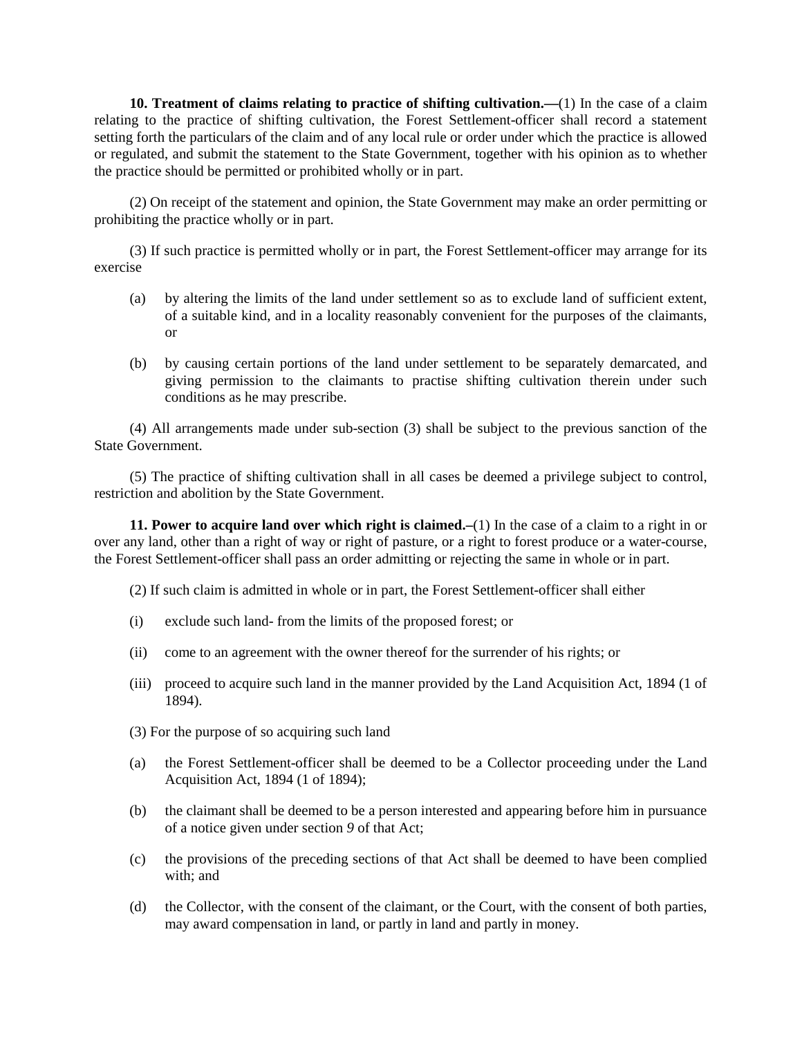**10. Treatment of claims relating to practice of shifting cultivation.—**(1) In the case of a claim relating to the practice of shifting cultivation, the Forest Settlement-officer shall record a statement setting forth the particulars of the claim and of any local rule or order under which the practice is allowed or regulated, and submit the statement to the State Government, together with his opinion as to whether the practice should be permitted or prohibited wholly or in part.

(2) On receipt of the statement and opinion, the State Government may make an order permitting or prohibiting the practice wholly or in part.

(3) If such practice is permitted wholly or in part, the Forest Settlement-officer may arrange for its exercise

(a) by altering the limits of the land under settlement so as to exclude land of sufficient extent, of a suitable kind, and in a locality reasonably convenient for the purposes of the claimants, or

(b) by causing certain portions of the land under settlement to be separately demarcated, and giving permission to the claimants to practise shifting cultivation therein under such conditions as he may prescribe.

(4) All arrangements made under sub-section (3) shall be subject to the previous sanction of the State Government.

(5) The practice of shifting cultivation shall in all cases be deemed a privilege subject to control, restriction and abolition by the State Government.

**11. Power to acquire land over which right is claimed.–**(1) In the case of a claim to a right in or over any land, other than a right of way or right of pasture, or a right to forest produce or a water-course, the Forest Settlement-officer shall pass an order admitting or rejecting the same in whole or in part.

(2) If such claim is admitted in whole or in part, the Forest Settlement-officer shall either

(i) exclude such land- from the limits of the proposed forest; or

(ii) come to an agreement with the owner thereof for the surrender of his rights; or

(iii) proceed to acquire such land in the manner provided by the Land Acquisition Act, 1894 (1 of 1894).

(3) For the purpose of so acquiring such land

(a) the Forest Settlement-officer shall be deemed to be a Collector proceeding under the Land Acquisition Act, 1894 (1 of 1894);

(b) the claimant shall be deemed to be a person interested and appearing before him in pursuance of a notice given under section *9* of that Act;

(c) the provisions of the preceding sections of that Act shall be deemed to have been complied with; and

(d) the Collector, with the consent of the claimant, or the Court, with the consent of both parties, may award compensation in land, or partly in land and partly in money.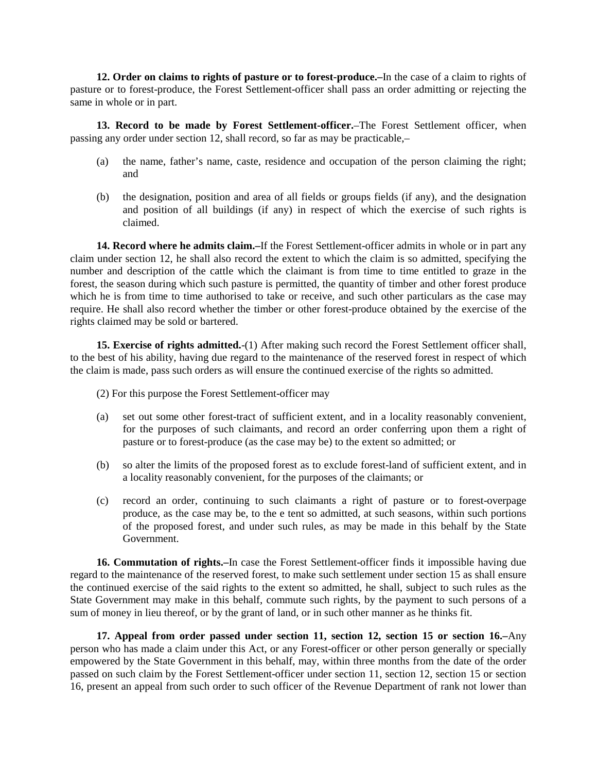**12. Order on claims to rights of pasture or to forest-produce.–**In the case of a claim to rights of pasture or to forest-produce, the Forest Settlement-officer shall pass an order admitting or rejecting the same in whole or in part.

**13. Record to be made by Forest Settlement-officer.**–The Forest Settlement officer, when passing any order under section 12, shall record, so far as may be practicable,–

(a) the name, father's name, caste, residence and occupation of the person claiming the right; and

(b) the designation, position and area of all fields or groups fields (if any), and the designation and position of all buildings (if any) in respect of which the exercise of such rights is claimed.

**14. Record where he admits claim.–**If the Forest Settlement-officer admits in whole or in part any claim under section 12, he shall also record the extent to which the claim is so admitted, specifying the number and description of the cattle which the claimant is from time to time entitled to graze in the forest, the season during which such pasture is permitted, the quantity of timber and other forest produce which he is from time to time authorised to take or receive, and such other particulars as the case may require. He shall also record whether the timber or other forest-produce obtained by the exercise of the rights claimed may be sold or bartered.

**15. Exercise of rights admitted.**-(1) After making such record the Forest Settlement officer shall, to the best of his ability, having due regard to the maintenance of the reserved forest in respect of which the claim is made, pass such orders as will ensure the continued exercise of the rights so admitted.

(2) For this purpose the Forest Settlement-officer may

(a) set out some other forest-tract of sufficient extent, and in a locality reasonably convenient, for the purposes of such claimants, and record an order conferring upon them a right of pasture or to forest-produce (as the case may be) to the extent so admitted; or

(b) so alter the limits of the proposed forest as to exclude forest-land of sufficient extent, and in a locality reasonably convenient, for the purposes of the claimants; or

(c) record an order, continuing to such claimants a right of pasture or to forest-overpage produce, as the case may be, to the e tent so admitted, at such seasons, within such portions of the proposed forest, and under such rules, as may be made in this behalf by the State Government.

**16. Commutation of rights.–**In case the Forest Settlement-officer finds it impossible having due regard to the maintenance of the reserved forest, to make such settlement under section 15 as shall ensure the continued exercise of the said rights to the extent so admitted, he shall, subject to such rules as the State Government may make in this behalf, commute such rights, by the payment to such persons of a sum of money in lieu thereof, or by the grant of land, or in such other manner as he thinks fit.

**17. Appeal from order passed under section 11, section 12, section 15 or section 16.–**Any person who has made a claim under this Act, or any Forest-officer or other person generally or specially empowered by the State Government in this behalf, may, within three months from the date of the order passed on such claim by the Forest Settlement-officer under section 11, section 12, section 15 or section 16, present an appeal from such order to such officer of the Revenue Department of rank not lower than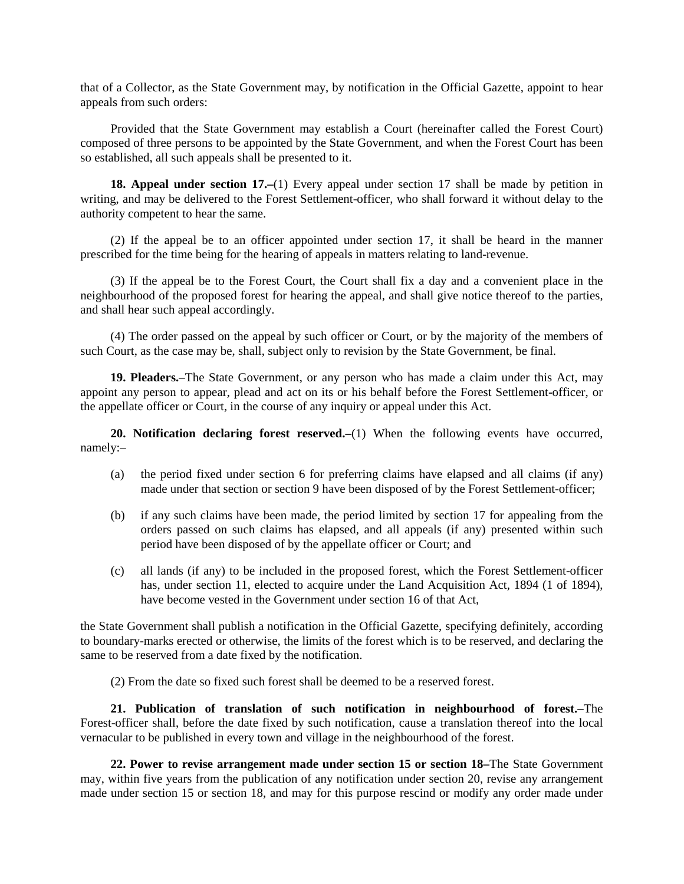that of a Collector, as the State Government may, by notification in the Official Gazette, appoint to hear appeals from such orders:

Provided that the State Government may establish a Court (hereinafter called the Forest Court) composed of three persons to be appointed by the State Government, and when the Forest Court has been so established, all such appeals shall be presented to it.

**18. Appeal under section 17.–**(1) Every appeal under section 17 shall be made by petition in writing, and may be delivered to the Forest Settlement-officer, who shall forward it without delay to the authority competent to hear the same.

(2) If the appeal be to an officer appointed under section 17, it shall be heard in the manner prescribed for the time being for the hearing of appeals in matters relating to land-revenue.

(3) If the appeal be to the Forest Court, the Court shall fix a day and a convenient place in the neighbourhood of the proposed forest for hearing the appeal, and shall give notice thereof to the parties, and shall hear such appeal accordingly.

(4) The order passed on the appeal by such officer or Court, or by the majority of the members of such Court, as the case may be, shall, subject only to revision by the State Government, be final.

**19. Pleaders.**–The State Government, or any person who has made a claim under this Act, may appoint any person to appear, plead and act on its or his behalf before the Forest Settlement-officer, or the appellate officer or Court, in the course of any inquiry or appeal under this Act.

**20. Notification declaring forest reserved.–**(1) When the following events have occurred, namely:–

(a) the period fixed under section 6 for preferring claims have elapsed and all claims (if any) made under that section or section 9 have been disposed of by the Forest Settlement-officer;

(b) if any such claims have been made, the period limited by section 17 for appealing from the orders passed on such claims has elapsed, and all appeals (if any) presented within such period have been disposed of by the appellate officer or Court; and

(c) all lands (if any) to be included in the proposed forest, which the Forest Settlement-officer has, under section 11, elected to acquire under the Land Acquisition Act, 1894 (1 of 1894), have become vested in the Government under section 16 of that Act,

the State Government shall publish a notification in the Official Gazette, specifying definitely, according to boundary-marks erected or otherwise, the limits of the forest which is to be reserved, and declaring the same to be reserved from a date fixed by the notification.

(2) From the date so fixed such forest shall be deemed to be a reserved forest.

**21. Publication of translation of such notification in neighbourhood of forest.–**The Forest-officer shall, before the date fixed by such notification, cause a translation thereof into the local vernacular to be published in every town and village in the neighbourhood of the forest.

**22. Power to revise arrangement made under section 15 or section 18–**The State Government may, within five years from the publication of any notification under section 20, revise any arrangement made under section 15 or section 18, and may for this purpose rescind or modify any order made under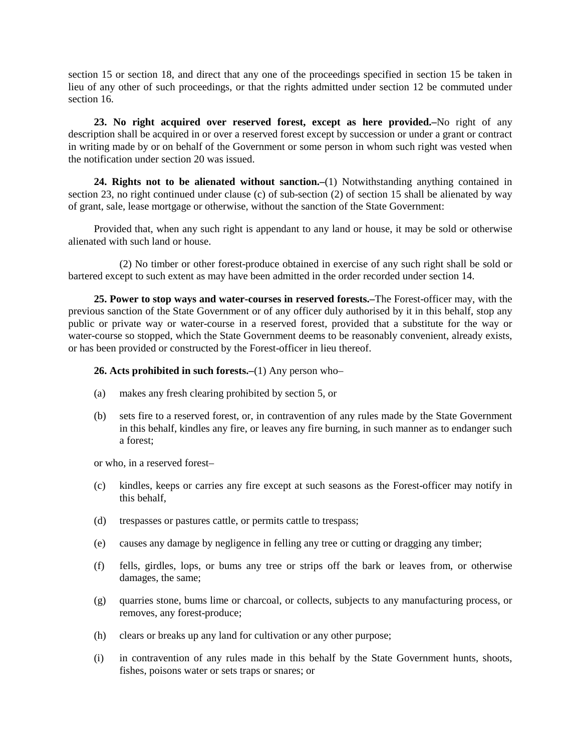section 15 or section 18, and direct that any one of the proceedings specified in section 15 be taken in lieu of any other of such proceedings, or that the rights admitted under section 12 be commuted under section 16.

**23. No right acquired over reserved forest, except as here provided.–**No right of any description shall be acquired in or over a reserved forest except by succession or under a grant or contract in writing made by or on behalf of the Government or some person in whom such right was vested when the notification under section 20 was issued.

**24. Rights not to be alienated without sanction.–**(1) Notwithstanding anything contained in section 23, no right continued under clause (c) of sub-section (2) of section 15 shall be alienated by way of grant, sale, lease mortgage or otherwise, without the sanction of the State Government:

Provided that, when any such right is appendant to any land or house, it may be sold or otherwise alienated with such land or house.

(2) No timber or other forest-produce obtained in exercise of any such right shall be sold or bartered except to such extent as may have been admitted in the order recorded under section 14.

**25. Power to stop ways and water-courses in reserved forests.–**The Forest-officer may, with the previous sanction of the State Government or of any officer duly authorised by it in this behalf, stop any public or private way or water-course in a reserved forest, provided that a substitute for the way or water-course so stopped, which the State Government deems to be reasonably convenient, already exists, or has been provided or constructed by the Forest-officer in lieu thereof.

**26. Acts prohibited in such forests.–**(1) Any person who–

(a) makes any fresh clearing prohibited by section 5, or

(b) sets fire to a reserved forest, or, in contravention of any rules made by the State Government in this behalf, kindles any fire, or leaves any fire burning, in such manner as to endanger such a forest;

or who, in a reserved forest–

(c) kindles, keeps or carries any fire except at such seasons as the Forest-officer may notify in this behalf,

(d) trespasses or pastures cattle, or permits cattle to trespass;

(e) causes any damage by negligence in felling any tree or cutting or dragging any timber;

(f) fells, girdles, lops, or bums any tree or strips off the bark or leaves from, or otherwise damages, the same;

(g) quarries stone, bums lime or charcoal, or collects, subjects to any manufacturing process, or removes, any forest-produce;

(h) clears or breaks up any land for cultivation or any other purpose;

(i) in contravention of any rules made in this behalf by the State Government hunts, shoots, fishes, poisons water or sets traps or snares; or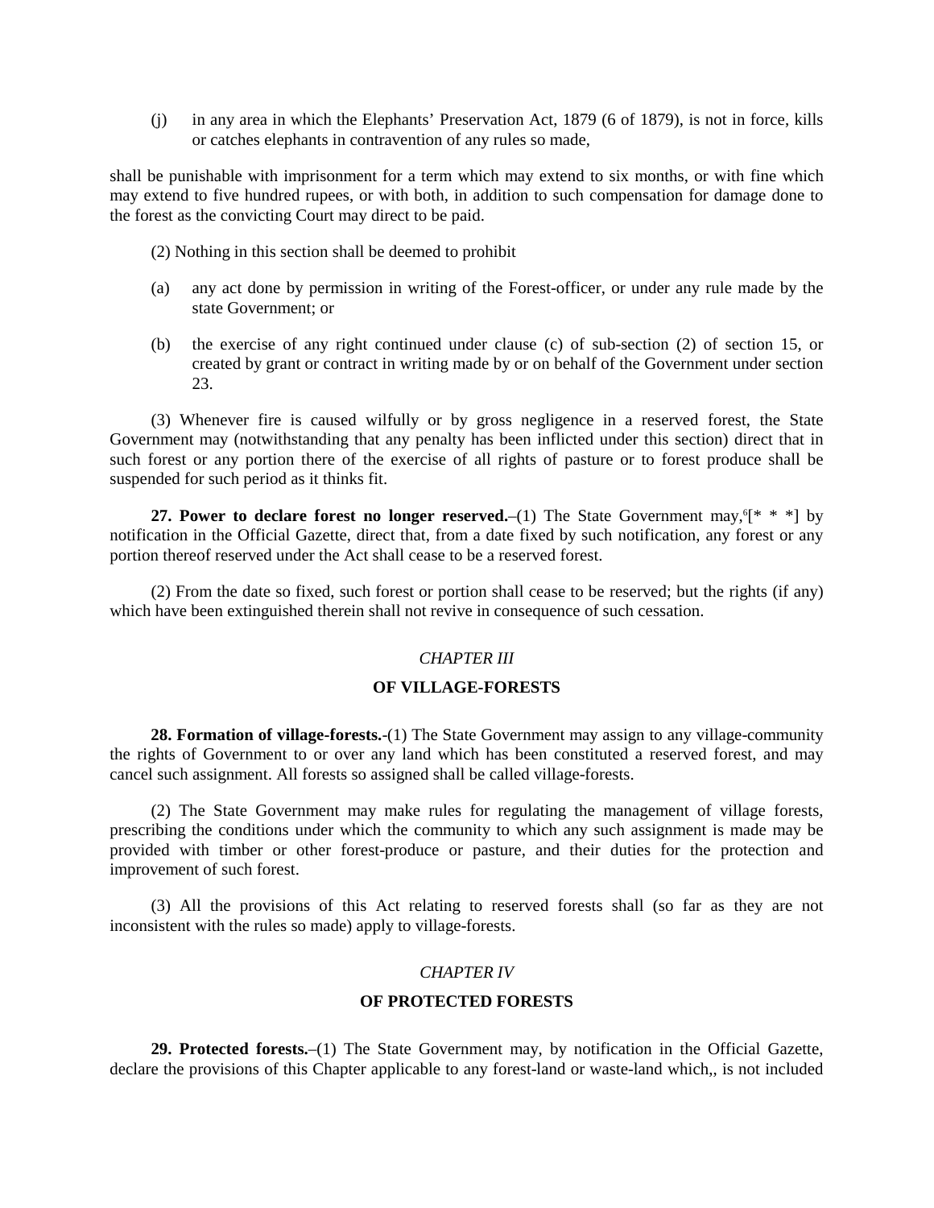(j) in any area in which the Elephants' Preservation Act, 1879 (6 of 1879), is not in force, kills or catches elephants in contravention of any rules so made,

shall be punishable with imprisonment for a term which may extend to six months, or with fine which may extend to five hundred rupees, or with both, in addition to such compensation for damage done to the forest as the convicting Court may direct to be paid.

(2) Nothing in this section shall be deemed to prohibit

(a) any act done by permission in writing of the Forest-officer, or under any rule made by the state Government; or

(b) the exercise of any right continued under clause (c) of sub-section (2) of section 15, or created by grant or contract in writing made by or on behalf of the Government under section 23.

(3) Whenever fire is caused wilfully or by gross negligence in a reserved forest, the State Government may (notwithstanding that any penalty has been inflicted under this section) direct that in such forest or any portion there of the exercise of all rights of pasture or to forest produce shall be suspended for such period as it thinks fit.

**27. Power to declare forest no longer reserved.**–(1) The State Government may,[6][* * *] by notification in the Official Gazette, direct that, from a date fixed by such notification, any forest or any portion thereof reserved under the Act shall cease to be a reserved forest.

(2) From the date so fixed, such forest or portion shall cease to be reserved; but the rights (if any) which have been extinguished therein shall not revive in consequence of such cessation.

*CHAPTER III*

**OF VILLAGE-FORESTS**

**28. Formation of village-forests.**-(1) The State Government may assign to any village-community the rights of Government to or over any land which has been constituted a reserved forest, and may cancel such assignment. All forests so assigned shall be called village-forests.

(2) The State Government may make rules for regulating the management of village forests, prescribing the conditions under which the community to which any such assignment is made may be provided with timber or other forest-produce or pasture, and their duties for the protection and improvement of such forest.

(3) All the provisions of this Act relating to reserved forests shall (so far as they are not inconsistent with the rules so made) apply to village-forests.

*CHAPTER IV*

**OF PROTECTED FORESTS**

**29. Protected forests.**–(1) The State Government may, by notification in the Official Gazette, declare the provisions of this Chapter applicable to any forest-land or waste-land which,, is not included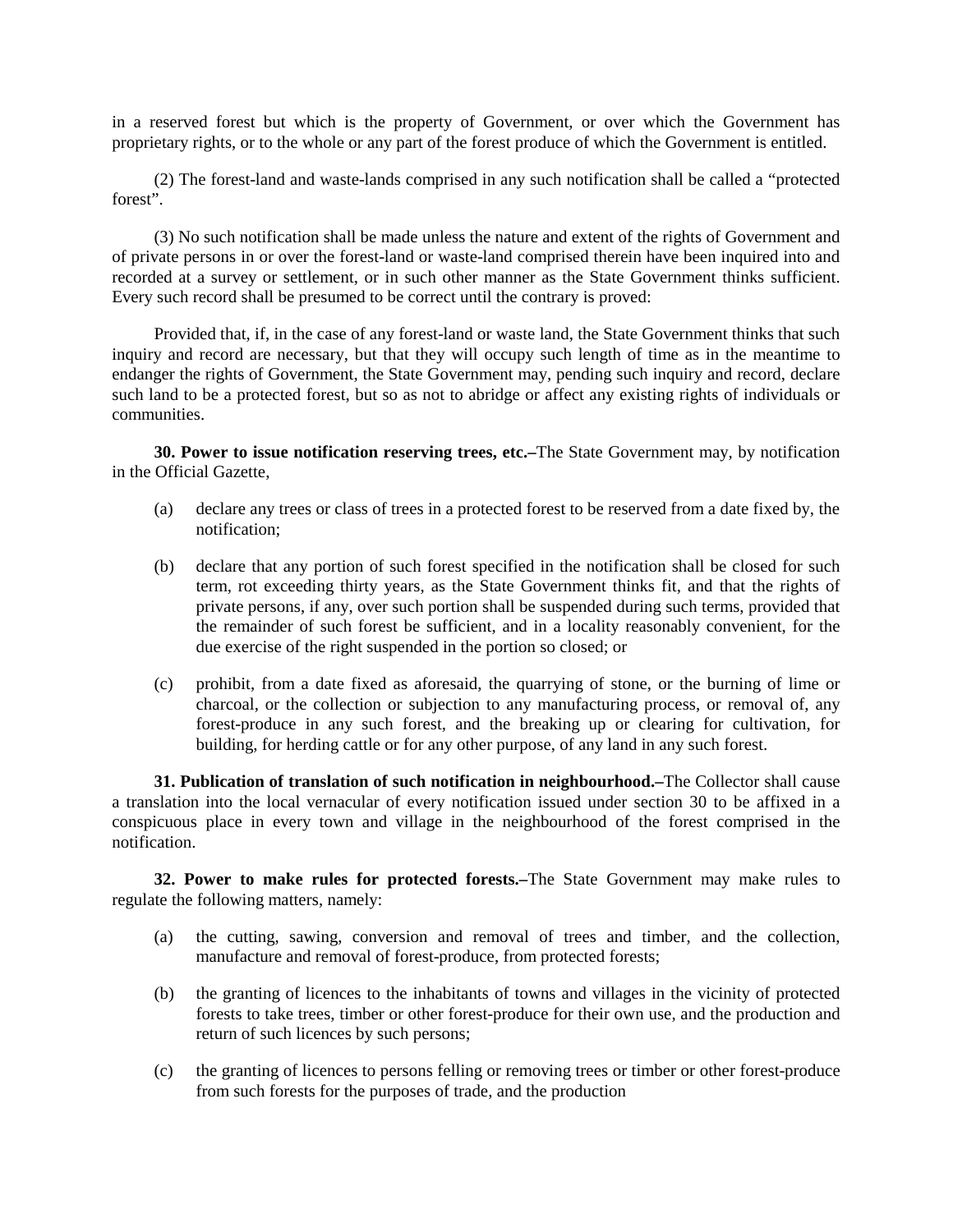in a reserved forest but which is the property of Government, or over which the Government has proprietary rights, or to the whole or any part of the forest produce of which the Government is entitled.

(2) The forest-land and waste-lands comprised in any such notification shall be called a "protected forest".

(3) No such notification shall be made unless the nature and extent of the rights of Government and of private persons in or over the forest-land or waste-land comprised therein have been inquired into and recorded at a survey or settlement, or in such other manner as the State Government thinks sufficient. Every such record shall be presumed to be correct until the contrary is proved:

Provided that, if, in the case of any forest-land or waste land, the State Government thinks that such inquiry and record are necessary, but that they will occupy such length of time as in the meantime to endanger the rights of Government, the State Government may, pending such inquiry and record, declare such land to be a protected forest, but so as not to abridge or affect any existing rights of individuals or communities.

**30. Power to issue notification reserving trees, etc.–**The State Government may, by notification in the Official Gazette,

(a) declare any trees or class of trees in a protected forest to be reserved from a date fixed by, the notification;

(b) declare that any portion of such forest specified in the notification shall be closed for such term, rot exceeding thirty years, as the State Government thinks fit, and that the rights of private persons, if any, over such portion shall be suspended during such terms, provided that the remainder of such forest be sufficient, and in a locality reasonably convenient, for the due exercise of the right suspended in the portion so closed; or

(c) prohibit, from a date fixed as aforesaid, the quarrying of stone, or the burning of lime or charcoal, or the collection or subjection to any manufacturing process, or removal of, any forest-produce in any such forest, and the breaking up or clearing for cultivation, for building, for herding cattle or for any other purpose, of any land in any such forest.

**31. Publication of translation of such notification in neighbourhood.–**The Collector shall cause a translation into the local vernacular of every notification issued under section 30 to be affixed in a conspicuous place in every town and village in the neighbourhood of the forest comprised in the notification.

**32. Power to make rules for protected forests.–**The State Government may make rules to regulate the following matters, namely:

(a) the cutting, sawing, conversion and removal of trees and timber, and the collection, manufacture and removal of forest-produce, from protected forests;

(b) the granting of licences to the inhabitants of towns and villages in the vicinity of protected forests to take trees, timber or other forest-produce for their own use, and the production and return of such licences by such persons;

(c) the granting of licences to persons felling or removing trees or timber or other forest-produce from such forests for the purposes of trade, and the production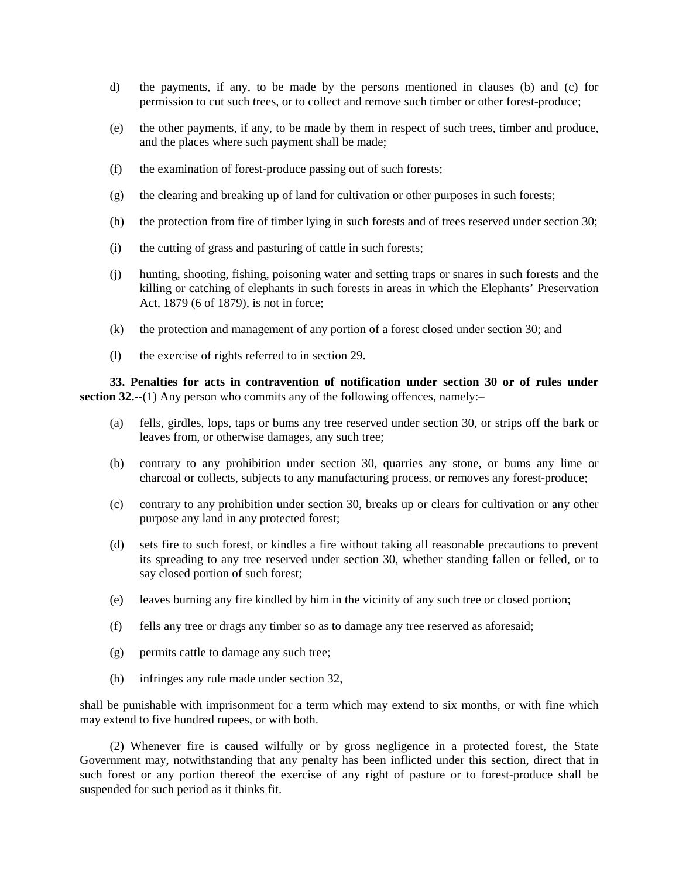d) the payments, if any, to be made by the persons mentioned in clauses (b) and (c) for permission to cut such trees, or to collect and remove such timber or other forest-produce;

(e) the other payments, if any, to be made by them in respect of such trees, timber and produce, and the places where such payment shall be made;

(f) the examination of forest-produce passing out of such forests;

(g) the clearing and breaking up of land for cultivation or other purposes in such forests;

(h) the protection from fire of timber lying in such forests and of trees reserved under section 30;

(i) the cutting of grass and pasturing of cattle in such forests;

(j) hunting, shooting, fishing, poisoning water and setting traps or snares in such forests and the killing or catching of elephants in such forests in areas in which the Elephants' Preservation Act, 1879 (6 of 1879), is not in force;

(k) the protection and management of any portion of a forest closed under section 30; and

(l) the exercise of rights referred to in section 29.

**33. Penalties for acts in contravention of notification under section 30 or of rules under section 32.--**(1) Any person who commits any of the following offences, namely:–

(a) fells, girdles, lops, taps or bums any tree reserved under section 30, or strips off the bark or leaves from, or otherwise damages, any such tree;

(b) contrary to any prohibition under section 30, quarries any stone, or bums any lime or charcoal or collects, subjects to any manufacturing process, or removes any forest-produce;

(c) contrary to any prohibition under section 30, breaks up or clears for cultivation or any other purpose any land in any protected forest;

(d) sets fire to such forest, or kindles a fire without taking all reasonable precautions to prevent its spreading to any tree reserved under section 30, whether standing fallen or felled, or to say closed portion of such forest;

(e) leaves burning any fire kindled by him in the vicinity of any such tree or closed portion;

(f) fells any tree or drags any timber so as to damage any tree reserved as aforesaid;

(g) permits cattle to damage any such tree;

(h) infringes any rule made under section 32,

shall be punishable with imprisonment for a term which may extend to six months, or with fine which may extend to five hundred rupees, or with both.

(2) Whenever fire is caused wilfully or by gross negligence in a protected forest, the State Government may, notwithstanding that any penalty has been inflicted under this section, direct that in such forest or any portion thereof the exercise of any right of pasture or to forest-produce shall be suspended for such period as it thinks fit.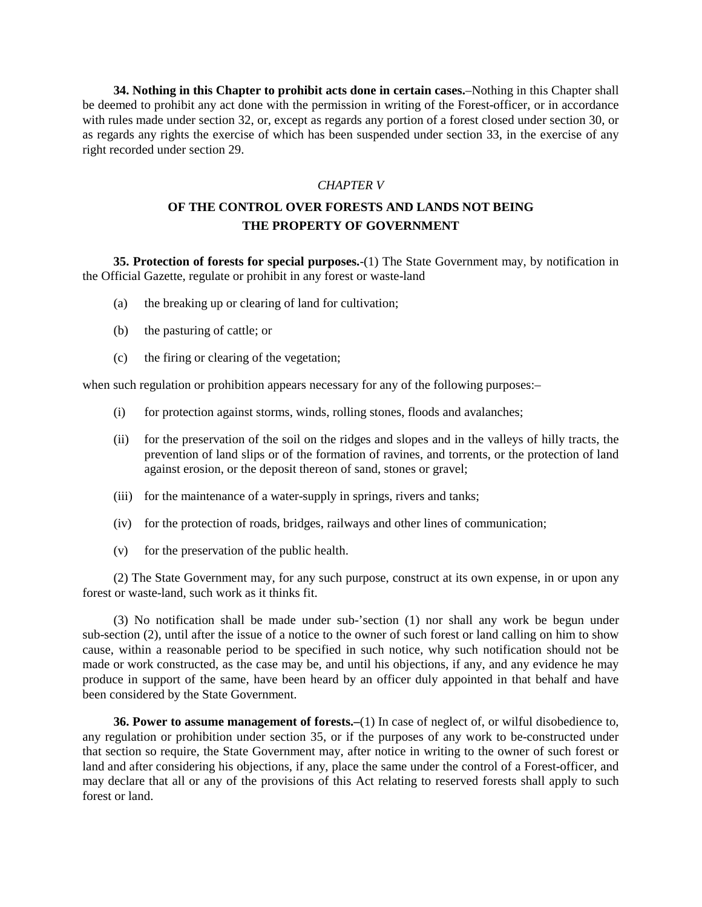**34. Nothing in this Chapter to prohibit acts done in certain cases.**–Nothing in this Chapter shall be deemed to prohibit any act done with the permission in writing of the Forest-officer, or in accordance with rules made under section 32, or, except as regards any portion of a forest closed under section 30, or as regards any rights the exercise of which has been suspended under section 33, in the exercise of any right recorded under section 29.

*CHAPTER V*

## OF THE CONTROL OVER FORESTS AND LANDS NOT BEING THE PROPERTY OF GOVERNMENT

**35. Protection of forests for special purposes.**-(1) The State Government may, by notification in the Official Gazette, regulate or prohibit in any forest or waste-land

(a) the breaking up or clearing of land for cultivation;

(b) the pasturing of cattle; or

(c) the firing or clearing of the vegetation;

when such regulation or prohibition appears necessary for any of the following purposes:–

(i) for protection against storms, winds, rolling stones, floods and avalanches;

(ii) for the preservation of the soil on the ridges and slopes and in the valleys of hilly tracts, the prevention of land slips or of the formation of ravines, and torrents, or the protection of land against erosion, or the deposit thereon of sand, stones or gravel;

(iii) for the maintenance of a water-supply in springs, rivers and tanks;

(iv) for the protection of roads, bridges, railways and other lines of communication;

(v) for the preservation of the public health.

(2) The State Government may, for any such purpose, construct at its own expense, in or upon any forest or waste-land, such work as it thinks fit.

(3) No notification shall be made under sub-'section (1) nor shall any work be begun under sub-section (2), until after the issue of a notice to the owner of such forest or land calling on him to show cause, within a reasonable period to be specified in such notice, why such notification should not be made or work constructed, as the case may be, and until his objections, if any, and any evidence he may produce in support of the same, have been heard by an officer duly appointed in that behalf and have been considered by the State Government.

**36. Power to assume management of forests.–**(1) In case of neglect of, or wilful disobedience to, any regulation or prohibition under section 35, or if the purposes of any work to be-constructed under that section so require, the State Government may, after notice in writing to the owner of such forest or land and after considering his objections, if any, place the same under the control of a Forest-officer, and may declare that all or any of the provisions of this Act relating to reserved forests shall apply to such forest or land.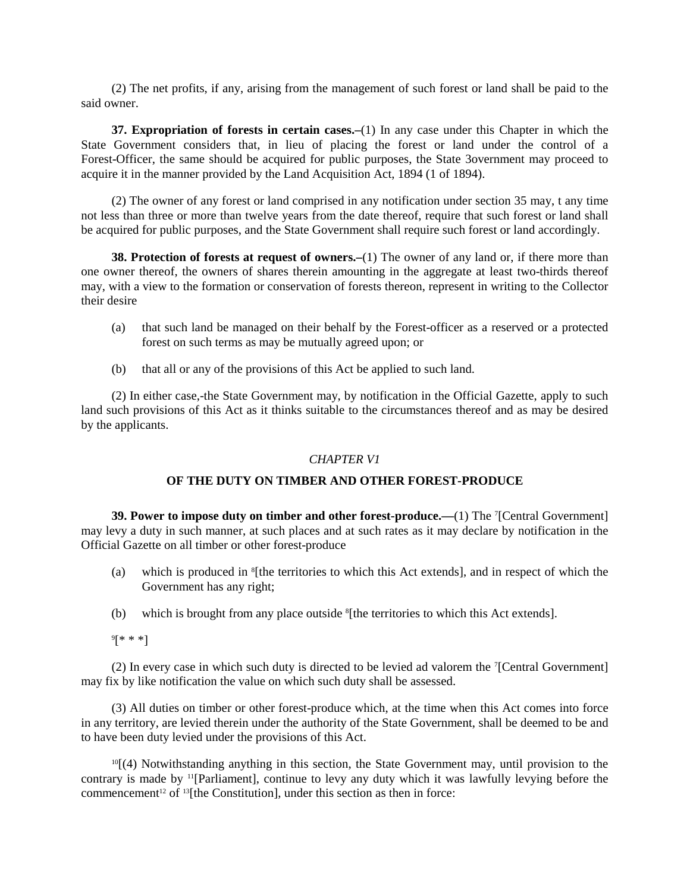(2) The net profits, if any, arising from the management of such forest or land shall be paid to the said owner.

**37. Expropriation of forests in certain cases.–**(1) In any case under this Chapter in which the State Government considers that, in lieu of placing the forest or land under the control of a Forest-Officer, the same should be acquired for public purposes, the State 3overnment may proceed to acquire it in the manner provided by the Land Acquisition Act, 1894 (1 of 1894).

(2) The owner of any forest or land comprised in any notification under section 35 may, t any time not less than three or more than twelve years from the date thereof, require that such forest or land shall be acquired for public purposes, and the State Government shall require such forest or land accordingly.

**38. Protection of forests at request of owners.–**(1) The owner of any land or, if there more than one owner thereof, the owners of shares therein amounting in the aggregate at least two-thirds thereof may, with a view to the formation or conservation of forests thereon, represent in writing to the Collector their desire

(a) that such land be managed on their behalf by the Forest-officer as a reserved or a protected forest on such terms as may be mutually agreed upon; or

(b) that all or any of the provisions of this Act be applied to such land.

(2) In either case,-the State Government may, by notification in the Official Gazette, apply to such land such provisions of this Act as it thinks suitable to the circumstances thereof and as may be desired by the applicants.

*CHAPTER V1*

**OF THE DUTY ON TIMBER AND OTHER FOREST-PRODUCE**

**39. Power to impose duty on timber and other forest-produce.—**(1) The [7][Central Government] may levy a duty in such manner, at such places and at such rates as it may declare by notification in the Official Gazette on all timber or other forest-produce

(a) which is produced in [8][the territories to which this Act extends], and in respect of which the Government has any right;

(b) which is brought from any place outside [8][the territories to which this Act extends].

[9][* * *]

(2) In every case in which such duty is directed to be levied ad valorem the [7][Central Government] may fix by like notification the value on which such duty shall be assessed.

(3) All duties on timber or other forest-produce which, at the time when this Act comes into force in any territory, are levied therein under the authority of the State Government, shall be deemed to be and to have been duty levied under the provisions of this Act.

[10][(4) Notwithstanding anything in this section, the State Government may, until provision to the contrary is made by [11][Parliament], continue to levy any duty which it was lawfully levying before the commencement[12] of [13][the Constitution], under this section as then in force: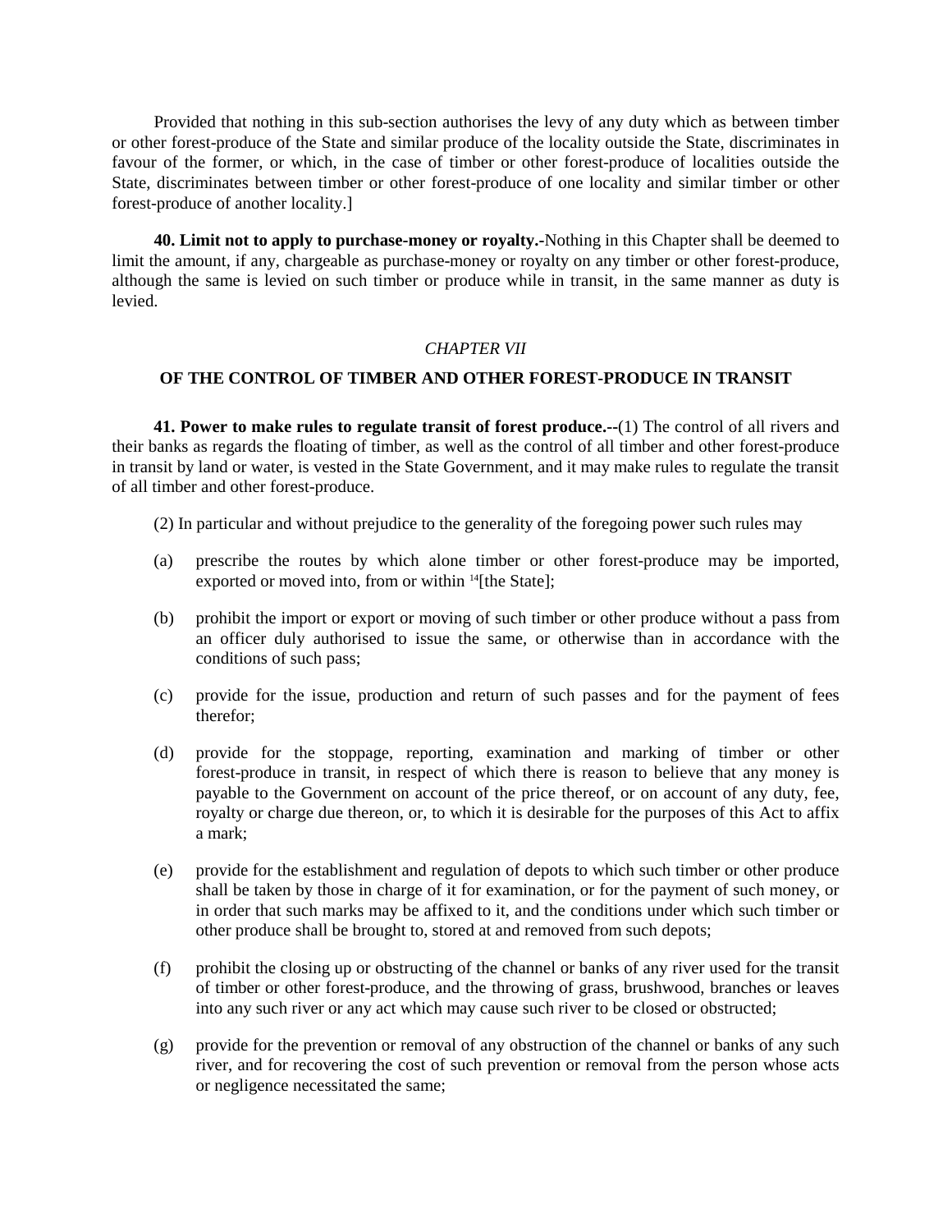Provided that nothing in this sub-section authorises the levy of any duty which as between timber or other forest-produce of the State and similar produce of the locality outside the State, discriminates in favour of the former, or which, in the case of timber or other forest-produce of localities outside the State, discriminates between timber or other forest-produce of one locality and similar timber or other forest-produce of another locality.]

**40. Limit not to apply to purchase-money or royalty.-**Nothing in this Chapter shall be deemed to limit the amount, if any, chargeable as purchase-money or royalty on any timber or other forest-produce, although the same is levied on such timber or produce while in transit, in the same manner as duty is levied.

*CHAPTER VII*

## OF THE CONTROL OF TIMBER AND OTHER FOREST-PRODUCE IN TRANSIT

**41. Power to make rules to regulate transit of forest produce.--**(1) The control of all rivers and their banks as regards the floating of timber, as well as the control of all timber and other forest-produce in transit by land or water, is vested in the State Government, and it may make rules to regulate the transit of all timber and other forest-produce.

(2) In particular and without prejudice to the generality of the foregoing power such rules may

(a) prescribe the routes by which alone timber or other forest-produce may be imported, exported or moved into, from or within [14][the State];

(b) prohibit the import or export or moving of such timber or other produce without a pass from an officer duly authorised to issue the same, or otherwise than in accordance with the conditions of such pass;

(c) provide for the issue, production and return of such passes and for the payment of fees therefor;

(d) provide for the stoppage, reporting, examination and marking of timber or other forest-produce in transit, in respect of which there is reason to believe that any money is payable to the Government on account of the price thereof, or on account of any duty, fee, royalty or charge due thereon, or, to which it is desirable for the purposes of this Act to affix a mark;

(e) provide for the establishment and regulation of depots to which such timber or other produce shall be taken by those in charge of it for examination, or for the payment of such money, or in order that such marks may be affixed to it, and the conditions under which such timber or other produce shall be brought to, stored at and removed from such depots;

(f) prohibit the closing up or obstructing of the channel or banks of any river used for the transit of timber or other forest-produce, and the throwing of grass, brushwood, branches or leaves into any such river or any act which may cause such river to be closed or obstructed;

(g) provide for the prevention or removal of any obstruction of the channel or banks of any such river, and for recovering the cost of such prevention or removal from the person whose acts or negligence necessitated the same;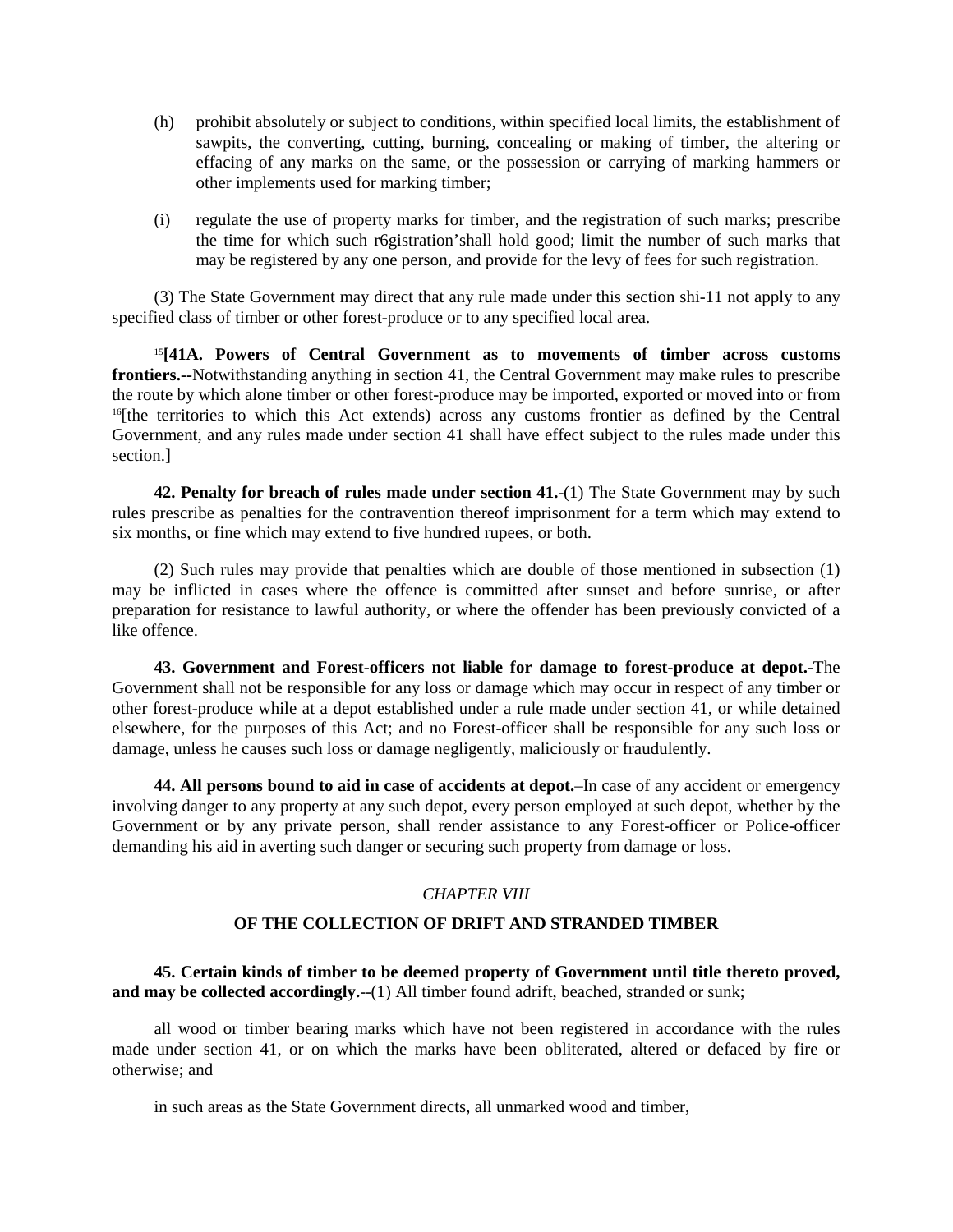(h) prohibit absolutely or subject to conditions, within specified local limits, the establishment of sawpits, the converting, cutting, burning, concealing or making of timber, the altering or effacing of any marks on the same, or the possession or carrying of marking hammers or other implements used for marking timber;

(i) regulate the use of property marks for timber, and the registration of such marks; prescribe the time for which such r6gistration'shall hold good; limit the number of such marks that may be registered by any one person, and provide for the levy of fees for such registration.

(3) The State Government may direct that any rule made under this section shi-11 not apply to any specified class of timber or other forest-produce or to any specified local area.

[15][**41A. Powers of Central Government as to movements of timber across customs frontiers.--**Notwithstanding anything in section 41, the Central Government may make rules to prescribe the route by which alone timber or other forest-produce may be imported, exported or moved into or from [16][the territories to which this Act extends) across any customs frontier as defined by the Central Government, and any rules made under section 41 shall have effect subject to the rules made under this section.]

**42. Penalty for breach of rules made under section 41.**-(1) The State Government may by such rules prescribe as penalties for the contravention thereof imprisonment for a term which may extend to six months, or fine which may extend to five hundred rupees, or both.

(2) Such rules may provide that penalties which are double of those mentioned in subsection (1) may be inflicted in cases where the offence is committed after sunset and before sunrise, or after preparation for resistance to lawful authority, or where the offender has been previously convicted of a like offence.

**43. Government and Forest-officers not liable for damage to forest-produce at depot.**-The Government shall not be responsible for any loss or damage which may occur in respect of any timber or other forest-produce while at a depot established under a rule made under section 41, or while detained elsewhere, for the purposes of this Act; and no Forest-officer shall be responsible for any such loss or damage, unless he causes such loss or damage negligently, maliciously or fraudulently.

**44. All persons bound to aid in case of accidents at depot.**–In case of any accident or emergency involving danger to any property at any such depot, every person employed at such depot, whether by the Government or by any private person, shall render assistance to any Forest-officer or Police-officer demanding his aid in averting such danger or securing such property from damage or loss.

*CHAPTER VIII*

## OF THE COLLECTION OF DRIFT AND STRANDED TIMBER

**45. Certain kinds of timber to be deemed property of Government until title thereto proved, and may be collected accordingly.**--(1) All timber found adrift, beached, stranded or sunk;

all wood or timber bearing marks which have not been registered in accordance with the rules made under section 41, or on which the marks have been obliterated, altered or defaced by fire or otherwise; and

in such areas as the State Government directs, all unmarked wood and timber,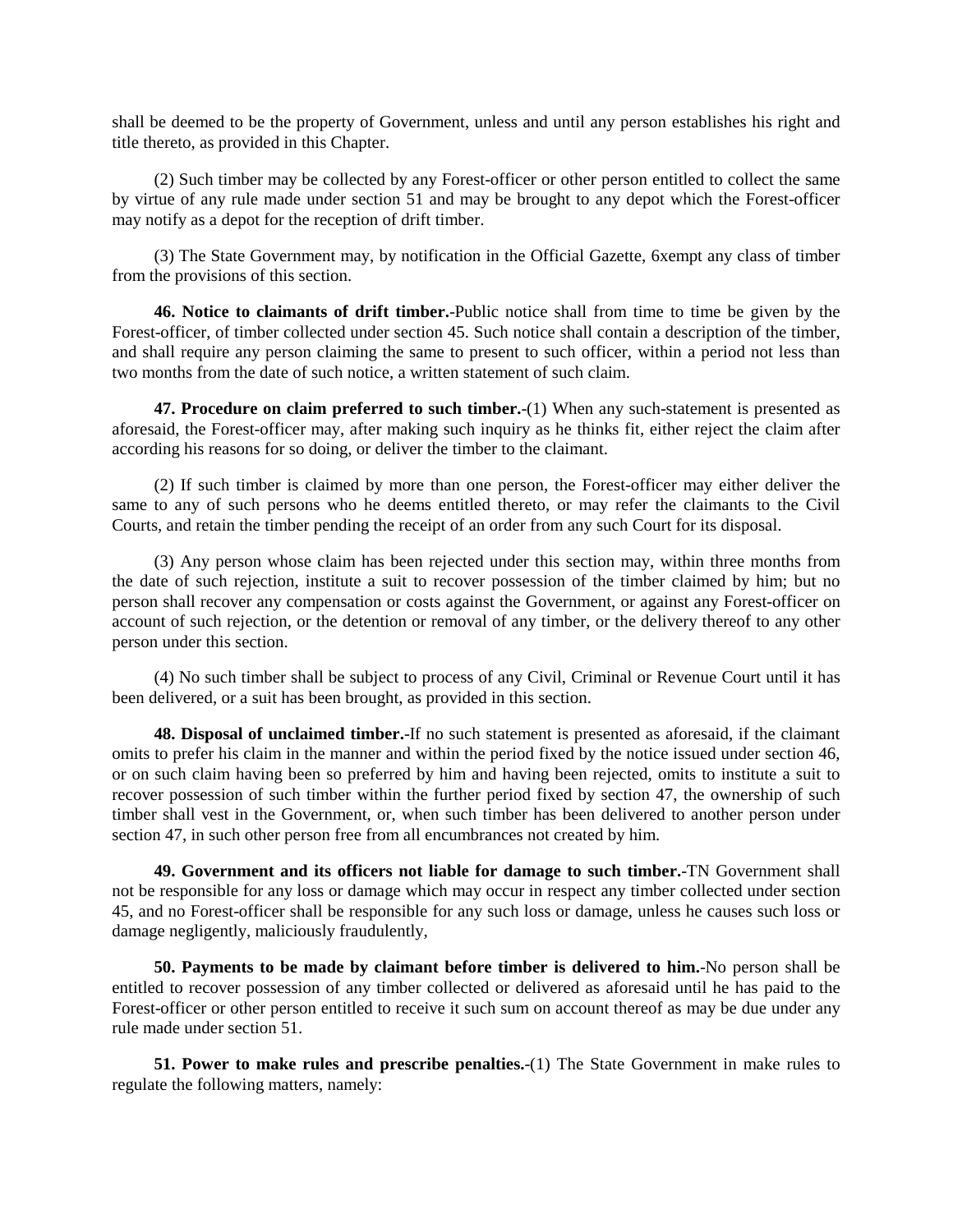shall be deemed to be the property of Government, unless and until any person establishes his right and title thereto, as provided in this Chapter.

(2) Such timber may be collected by any Forest-officer or other person entitled to collect the same by virtue of any rule made under section 51 and may be brought to any depot which the Forest-officer may notify as a depot for the reception of drift timber.

(3) The State Government may, by notification in the Official Gazette, 6xempt any class of timber from the provisions of this section.

**46. Notice to claimants of drift timber.**-Public notice shall from time to time be given by the Forest-officer, of timber collected under section 45. Such notice shall contain a description of the timber, and shall require any person claiming the same to present to such officer, within a period not less than two months from the date of such notice, a written statement of such claim.

**47. Procedure on claim preferred to such timber.**-(1) When any such-statement is presented as aforesaid, the Forest-officer may, after making such inquiry as he thinks fit, either reject the claim after according his reasons for so doing, or deliver the timber to the claimant.

(2) If such timber is claimed by more than one person, the Forest-officer may either deliver the same to any of such persons who he deems entitled thereto, or may refer the claimants to the Civil Courts, and retain the timber pending the receipt of an order from any such Court for its disposal.

(3) Any person whose claim has been rejected under this section may, within three months from the date of such rejection, institute a suit to recover possession of the timber claimed by him; but no person shall recover any compensation or costs against the Government, or against any Forest-officer on account of such rejection, or the detention or removal of any timber, or the delivery thereof to any other person under this section.

(4) No such timber shall be subject to process of any Civil, Criminal or Revenue Court until it has been delivered, or a suit has been brought, as provided in this section.

**48. Disposal of unclaimed timber.**-If no such statement is presented as aforesaid, if the claimant omits to prefer his claim in the manner and within the period fixed by the notice issued under section 46, or on such claim having been so preferred by him and having been rejected, omits to institute a suit to recover possession of such timber within the further period fixed by section 47, the ownership of such timber shall vest in the Government, or, when such timber has been delivered to another person under section 47, in such other person free from all encumbrances not created by him.

**49. Government and its officers not liable for damage to such timber.**-TN Government shall not be responsible for any loss or damage which may occur in respect any timber collected under section 45, and no Forest-officer shall be responsible for any such loss or damage, unless he causes such loss or damage negligently, maliciously fraudulently,

**50. Payments to be made by claimant before timber is delivered to him.**-No person shall be entitled to recover possession of any timber collected or delivered as aforesaid until he has paid to the Forest-officer or other person entitled to receive it such sum on account thereof as may be due under any rule made under section 51.

**51. Power to make rules and prescribe penalties.**-(1) The State Government in make rules to regulate the following matters, namely: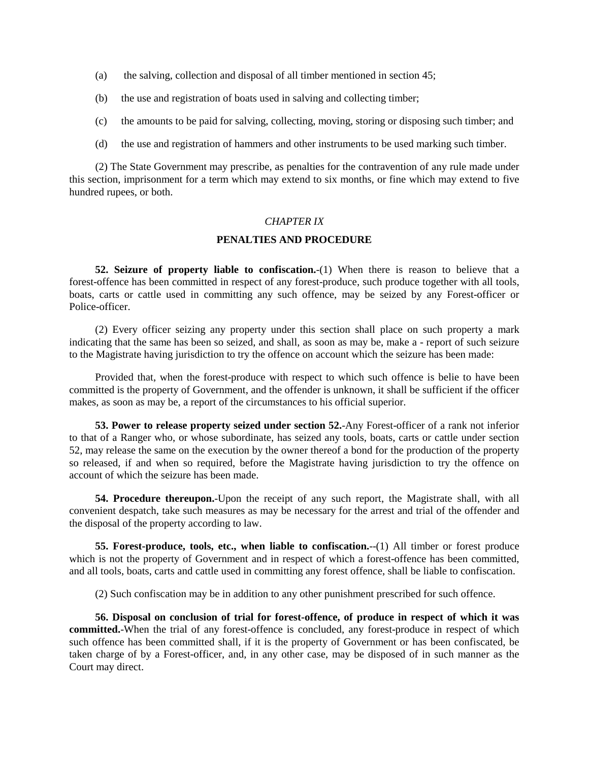(a) the salving, collection and disposal of all timber mentioned in section 45;

(b) the use and registration of boats used in salving and collecting timber;

(c) the amounts to be paid for salving, collecting, moving, storing or disposing such timber; and

(d) the use and registration of hammers and other instruments to be used marking such timber.

(2) The State Government may prescribe, as penalties for the contravention of any rule made under this section, imprisonment for a term which may extend to six months, or fine which may extend to five hundred rupees, or both.

## *CHAPTER IX*

## PENALTIES AND PROCEDURE

**52. Seizure of property liable to confiscation.**-(1) When there is reason to believe that a forest-offence has been committed in respect of any forest-produce, such produce together with all tools, boats, carts or cattle used in committing any such offence, may be seized by any Forest-officer or Police-officer.

(2) Every officer seizing any property under this section shall place on such property a mark indicating that the same has been so seized, and shall, as soon as may be, make a - report of such seizure to the Magistrate having jurisdiction to try the offence on account which the seizure has been made:

Provided that, when the forest-produce with respect to which such offence is belie to have been committed is the property of Government, and the offender is unknown, it shall be sufficient if the officer makes, as soon as may be, a report of the circumstances to his official superior.

**53. Power to release property seized under section 52.**-Any Forest-officer of a rank not inferior to that of a Ranger who, or whose subordinate, has seized any tools, boats, carts or cattle under section 52, may release the same on the execution by the owner thereof a bond for the production of the property so released, if and when so required, before the Magistrate having jurisdiction to try the offence on account of which the seizure has been made.

**54. Procedure thereupon.**-Upon the receipt of any such report, the Magistrate shall, with all convenient despatch, take such measures as may be necessary for the arrest and trial of the offender and the disposal of the property according to law.

**55. Forest-produce, tools, etc., when liable to confiscation.**--(1) All timber or forest produce which is not the property of Government and in respect of which a forest-offence has been committed, and all tools, boats, carts and cattle used in committing any forest offence, shall be liable to confiscation.

(2) Such confiscation may be in addition to any other punishment prescribed for such offence.

**56. Disposal on conclusion of trial for forest-offence, of produce in respect of which it was committed.**-When the trial of any forest-offence is concluded, any forest-produce in respect of which such offence has been committed shall, if it is the property of Government or has been confiscated, be taken charge of by a Forest-officer, and, in any other case, may be disposed of in such manner as the Court may direct.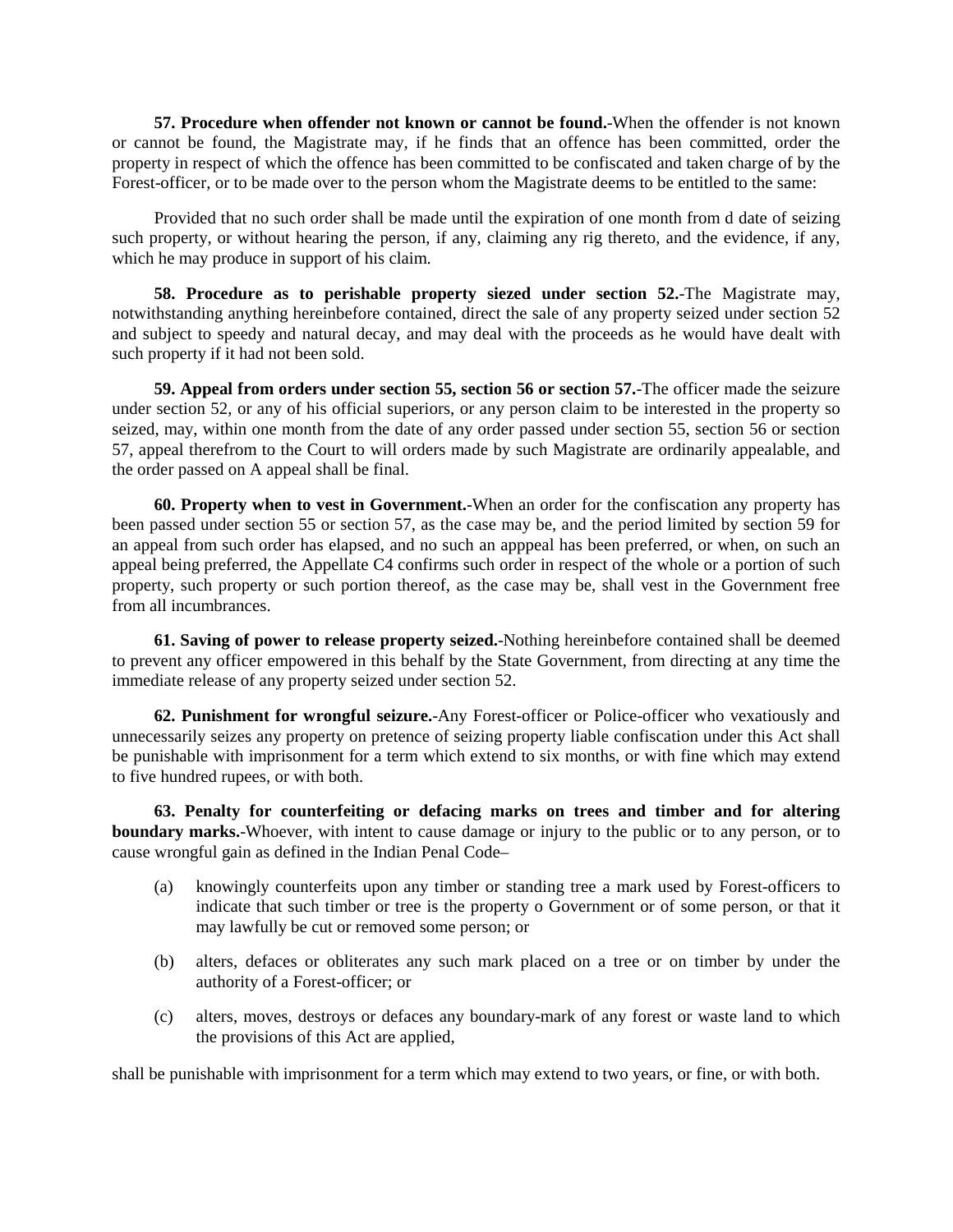**57. Procedure when offender not known or cannot be found.**-When the offender is not known or cannot be found, the Magistrate may, if he finds that an offence has been committed, order the property in respect of which the offence has been committed to be confiscated and taken charge of by the Forest-officer, or to be made over to the person whom the Magistrate deems to be entitled to the same:

Provided that no such order shall be made until the expiration of one month from d date of seizing such property, or without hearing the person, if any, claiming any rig thereto, and the evidence, if any, which he may produce in support of his claim.

**58. Procedure as to perishable property siezed under section 52.**-The Magistrate may, notwithstanding anything hereinbefore contained, direct the sale of any property seized under section 52 and subject to speedy and natural decay, and may deal with the proceeds as he would have dealt with such property if it had not been sold.

**59. Appeal from orders under section 55, section 56 or section 57.**-The officer made the seizure under section 52, or any of his official superiors, or any person claim to be interested in the property so seized, may, within one month from the date of any order passed under section 55, section 56 or section 57, appeal therefrom to the Court to will orders made by such Magistrate are ordinarily appealable, and the order passed on A appeal shall be final.

**60. Property when to vest in Government.**-When an order for the confiscation any property has been passed under section 55 or section 57, as the case may be, and the period limited by section 59 for an appeal from such order has elapsed, and no such an apppeal has been preferred, or when, on such an appeal being preferred, the Appellate C4 confirms such order in respect of the whole or a portion of such property, such property or such portion thereof, as the case may be, shall vest in the Government free from all incumbrances.

**61. Saving of power to release property seized.**-Nothing hereinbefore contained shall be deemed to prevent any officer empowered in this behalf by the State Government, from directing at any time the immediate release of any property seized under section 52.

**62. Punishment for wrongful seizure.**-Any Forest-officer or Police-officer who vexatiously and unnecessarily seizes any property on pretence of seizing property liable confiscation under this Act shall be punishable with imprisonment for a term which extend to six months, or with fine which may extend to five hundred rupees, or with both.

**63. Penalty for counterfeiting or defacing marks on trees and timber and for altering boundary marks.**-Whoever, with intent to cause damage or injury to the public or to any person, or to cause wrongful gain as defined in the Indian Penal Code–

(a) knowingly counterfeits upon any timber or standing tree a mark used by Forest-officers to indicate that such timber or tree is the property o Government or of some person, or that it may lawfully be cut or removed some person; or

(b) alters, defaces or obliterates any such mark placed on a tree or on timber by under the authority of a Forest-officer; or

(c) alters, moves, destroys or defaces any boundary-mark of any forest or waste land to which the provisions of this Act are applied,

shall be punishable with imprisonment for a term which may extend to two years, or fine, or with both.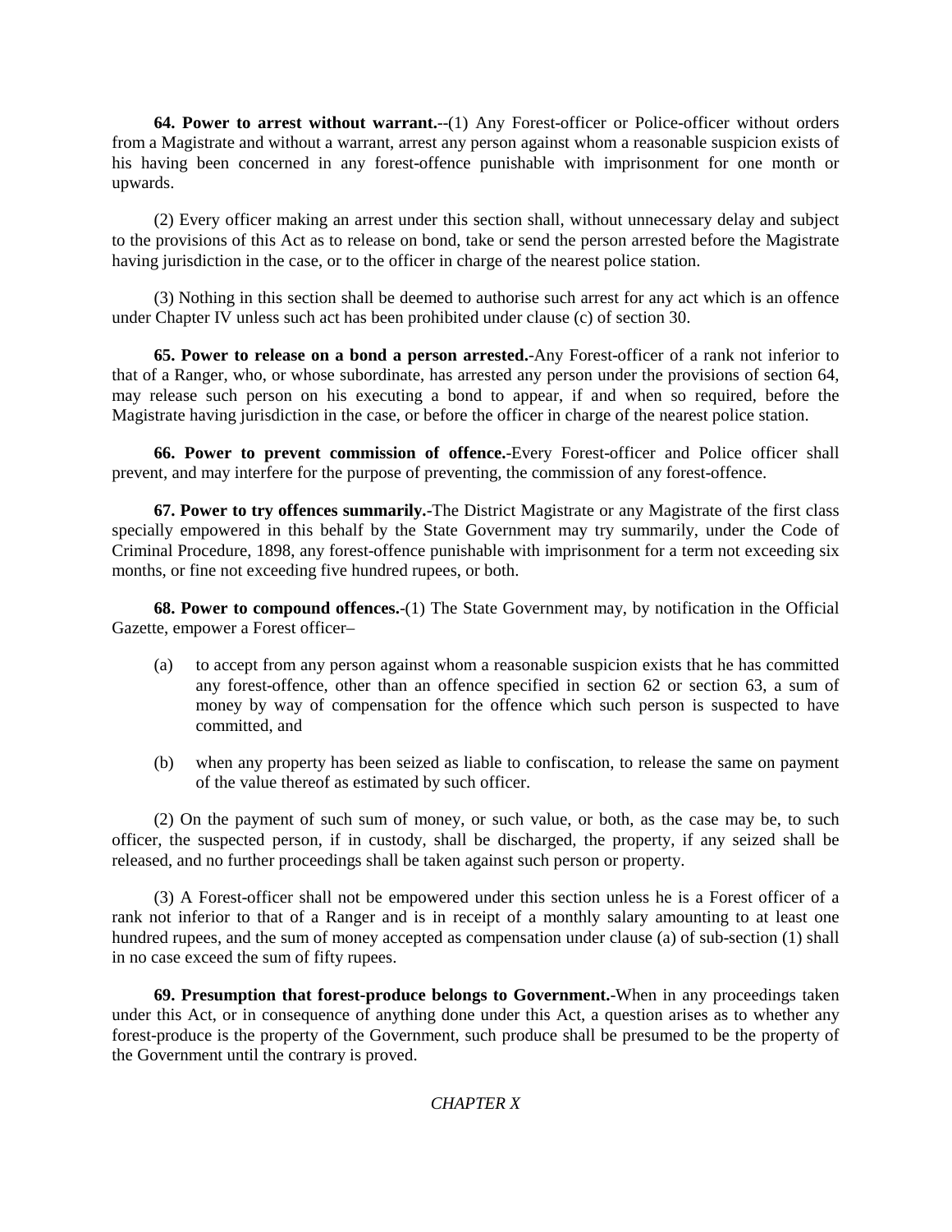**64. Power to arrest without warrant.**--(1) Any Forest-officer or Police-officer without orders from a Magistrate and without a warrant, arrest any person against whom a reasonable suspicion exists of his having been concerned in any forest-offence punishable with imprisonment for one month or upwards.

(2) Every officer making an arrest under this section shall, without unnecessary delay and subject to the provisions of this Act as to release on bond, take or send the person arrested before the Magistrate having jurisdiction in the case, or to the officer in charge of the nearest police station.

(3) Nothing in this section shall be deemed to authorise such arrest for any act which is an offence under Chapter IV unless such act has been prohibited under clause (c) of section 30.

**65. Power to release on a bond a person arrested.**-Any Forest-officer of a rank not inferior to that of a Ranger, who, or whose subordinate, has arrested any person under the provisions of section 64, may release such person on his executing a bond to appear, if and when so required, before the Magistrate having jurisdiction in the case, or before the officer in charge of the nearest police station.

**66. Power to prevent commission of offence.**-Every Forest-officer and Police officer shall prevent, and may interfere for the purpose of preventing, the commission of any forest-offence.

**67. Power to try offences summarily.**-The District Magistrate or any Magistrate of the first class specially empowered in this behalf by the State Government may try summarily, under the Code of Criminal Procedure, 1898, any forest-offence punishable with imprisonment for a term not exceeding six months, or fine not exceeding five hundred rupees, or both.

**68. Power to compound offences.**-(1) The State Government may, by notification in the Official Gazette, empower a Forest officer–

(a) to accept from any person against whom a reasonable suspicion exists that he has committed any forest-offence, other than an offence specified in section 62 or section 63, a sum of money by way of compensation for the offence which such person is suspected to have committed, and

(b) when any property has been seized as liable to confiscation, to release the same on payment of the value thereof as estimated by such officer.

(2) On the payment of such sum of money, or such value, or both, as the case may be, to such officer, the suspected person, if in custody, shall be discharged, the property, if any seized shall be released, and no further proceedings shall be taken against such person or property.

(3) A Forest-officer shall not be empowered under this section unless he is a Forest officer of a rank not inferior to that of a Ranger and is in receipt of a monthly salary amounting to at least one hundred rupees, and the sum of money accepted as compensation under clause (a) of sub-section (1) shall in no case exceed the sum of fifty rupees.

**69. Presumption that forest-produce belongs to Government.**-When in any proceedings taken under this Act, or in consequence of anything done under this Act, a question arises as to whether any forest-produce is the property of the Government, such produce shall be presumed to be the property of the Government until the contrary is proved.

## *CHAPTER X*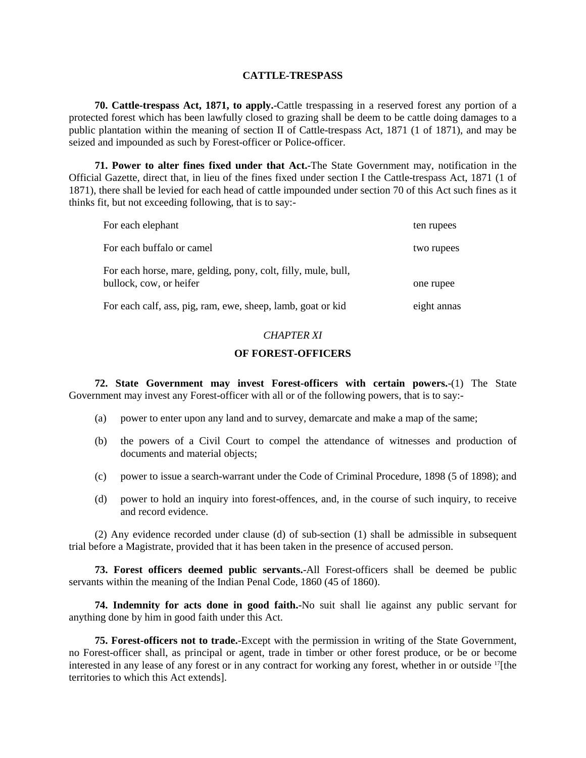## CATTLE-TRESPASS

**70. Cattle-trespass Act, 1871, to apply.**-Cattle trespassing in a reserved forest any portion of a protected forest which has been lawfully closed to grazing shall be deem to be cattle doing damages to a public plantation within the meaning of section II of Cattle-trespass Act, 1871 (1 of 1871), and may be seized and impounded as such by Forest-officer or Police-officer.

**71. Power to alter fines fixed under that Act.**-The State Government may, notification in the Official Gazette, direct that, in lieu of the fines fixed under section I the Cattle-trespass Act, 1871 (1 of 1871), there shall be levied for each head of cattle impounded under section 70 of this Act such fines as it thinks fit, but not exceeding following, that is to say:-

| | |
|---|---|
| For each elephant | ten rupees |
| For each buffalo or camel | two rupees |
| For each horse, mare, gelding, pony, colt, filly, mule, bull, bullock, cow, or heifer | one rupee |
| For each calf, ass, pig, ram, ewe, sheep, lamb, goat or kid | eight annas |

*CHAPTER XI*

## OF FOREST-OFFICERS

**72. State Government may invest Forest-officers with certain powers.**-(1) The State Government may invest any Forest-officer with all or of the following powers, that is to say:-

(a) power to enter upon any land and to survey, demarcate and make a map of the same;

(b) the powers of a Civil Court to compel the attendance of witnesses and production of documents and material objects;

(c) power to issue a search-warrant under the Code of Criminal Procedure, 1898 (5 of 1898); and

(d) power to hold an inquiry into forest-offences, and, in the course of such inquiry, to receive and record evidence.

(2) Any evidence recorded under clause (d) of sub-section (1) shall be admissible in subsequent trial before a Magistrate, provided that it has been taken in the presence of accused person.

**73. Forest officers deemed public servants.**-All Forest-officers shall be deemed be public servants within the meaning of the Indian Penal Code, 1860 (45 of 1860).

**74. Indemnity for acts done in good faith.**-No suit shall lie against any public servant for anything done by him in good faith under this Act.

**75. Forest-officers not to trade.**-Except with the permission in writing of the State Government, no Forest-officer shall, as principal or agent, trade in timber or other forest produce, or be or become interested in any lease of any forest or in any contract for working any forest, whether in or outside [17][the territories to which this Act extends].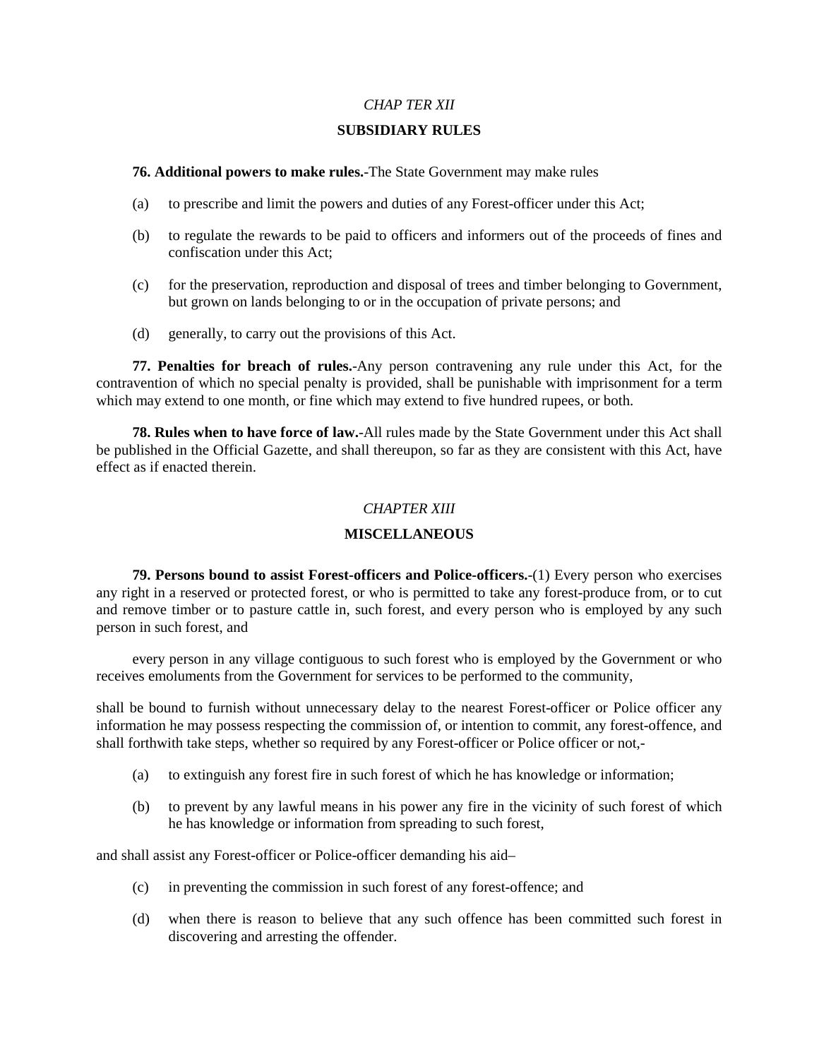*CHAP TER XII*

**SUBSIDIARY RULES**

**76. Additional powers to make rules.-**The State Government may make rules

(a) to prescribe and limit the powers and duties of any Forest-officer under this Act;

(b) to regulate the rewards to be paid to officers and informers out of the proceeds of fines and confiscation under this Act;

(c) for the preservation, reproduction and disposal of trees and timber belonging to Government, but grown on lands belonging to or in the occupation of private persons; and

(d) generally, to carry out the provisions of this Act.

**77. Penalties for breach of rules.-**Any person contravening any rule under this Act, for the contravention of which no special penalty is provided, shall be punishable with imprisonment for a term which may extend to one month, or fine which may extend to five hundred rupees, or both.

**78. Rules when to have force of law.-**All rules made by the State Government under this Act shall be published in the Official Gazette, and shall thereupon, so far as they are consistent with this Act, have effect as if enacted therein.

*CHAPTER XIII*

**MISCELLANEOUS**

**79. Persons bound to assist Forest-officers and Police-officers.-**(1) Every person who exercises any right in a reserved or protected forest, or who is permitted to take any forest-produce from, or to cut and remove timber or to pasture cattle in, such forest, and every person who is employed by any such person in such forest, and

every person in any village contiguous to such forest who is employed by the Government or who receives emoluments from the Government for services to be performed to the community,

shall be bound to furnish without unnecessary delay to the nearest Forest-officer or Police officer any information he may possess respecting the commission of, or intention to commit, any forest-offence, and shall forthwith take steps, whether so required by any Forest-officer or Police officer or not,-

(a) to extinguish any forest fire in such forest of which he has knowledge or information;

(b) to prevent by any lawful means in his power any fire in the vicinity of such forest of which he has knowledge or information from spreading to such forest,

and shall assist any Forest-officer or Police-officer demanding his aid–

(c) in preventing the commission in such forest of any forest-offence; and

(d) when there is reason to believe that any such offence has been committed such forest in discovering and arresting the offender.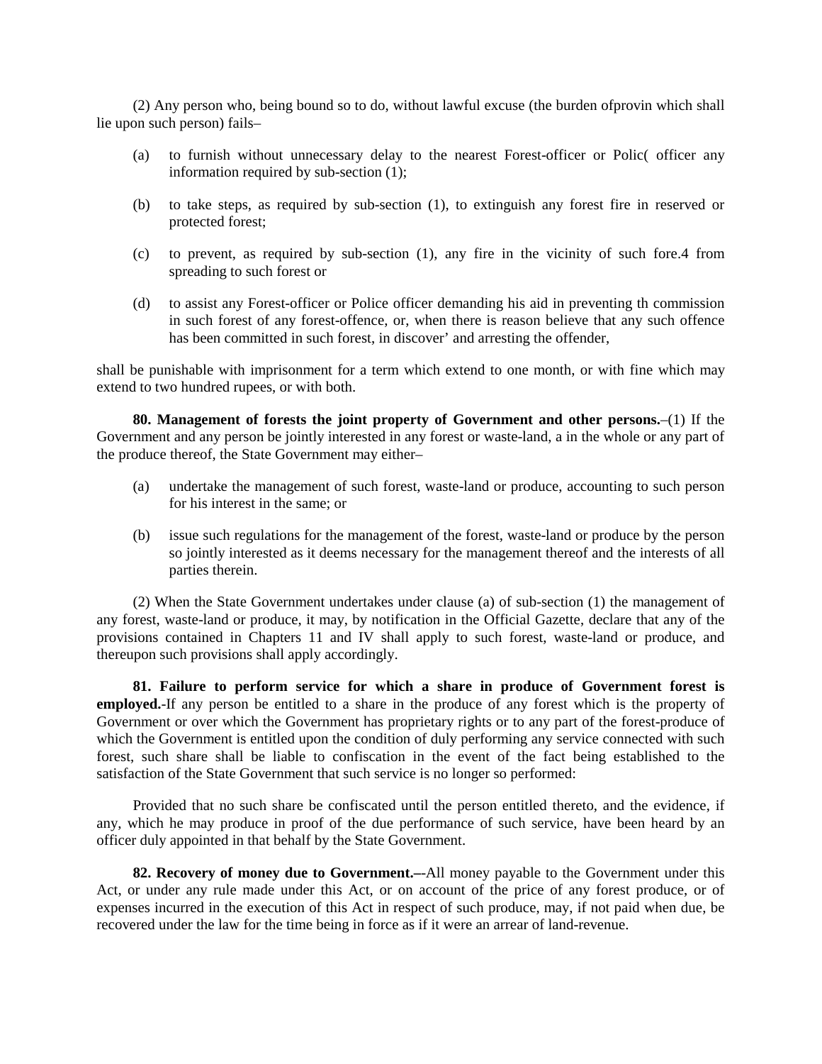(2) Any person who, being bound so to do, without lawful excuse (the burden ofprovin which shall lie upon such person) fails–

(a) to furnish without unnecessary delay to the nearest Forest-officer or Polic( officer any information required by sub-section (1);

(b) to take steps, as required by sub-section (1), to extinguish any forest fire in reserved or protected forest;

(c) to prevent, as required by sub-section (1), any fire in the vicinity of such fore.4 from spreading to such forest or

(d) to assist any Forest-officer or Police officer demanding his aid in preventing th commission in such forest of any forest-offence, or, when there is reason believe that any such offence has been committed in such forest, in discover' and arresting the offender,

shall be punishable with imprisonment for a term which extend to one month, or with fine which may extend to two hundred rupees, or with both.

**80. Management of forests the joint property of Government and other persons.**–(1) If the Government and any person be jointly interested in any forest or waste-land, a in the whole or any part of the produce thereof, the State Government may either–

(a) undertake the management of such forest, waste-land or produce, accounting to such person for his interest in the same; or

(b) issue such regulations for the management of the forest, waste-land or produce by the person so jointly interested as it deems necessary for the management thereof and the interests of all parties therein.

(2) When the State Government undertakes under clause (a) of sub-section (1) the management of any forest, waste-land or produce, it may, by notification in the Official Gazette, declare that any of the provisions contained in Chapters 11 and IV shall apply to such forest, waste-land or produce, and thereupon such provisions shall apply accordingly.

**81. Failure to perform service for which a share in produce of Government forest is employed.**-If any person be entitled to a share in the produce of any forest which is the property of Government or over which the Government has proprietary rights or to any part of the forest-produce of which the Government is entitled upon the condition of duly performing any service connected with such forest, such share shall be liable to confiscation in the event of the fact being established to the satisfaction of the State Government that such service is no longer so performed:

Provided that no such share be confiscated until the person entitled thereto, and the evidence, if any, which he may produce in proof of the due performance of such service, have been heard by an officer duly appointed in that behalf by the State Government.

**82. Recovery of money due to Government.**–-All money payable to the Government under this Act, or under any rule made under this Act, or on account of the price of any forest produce, or of expenses incurred in the execution of this Act in respect of such produce, may, if not paid when due, be recovered under the law for the time being in force as if it were an arrear of land-revenue.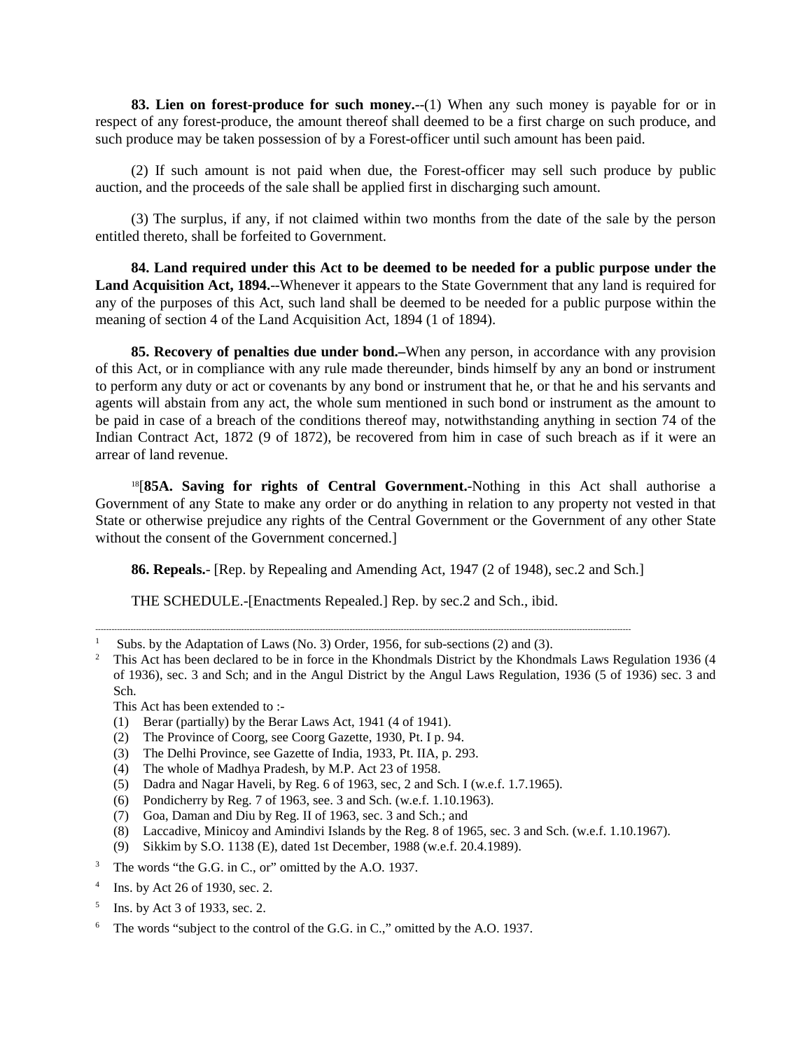**83. Lien on forest-produce for such money.**--(1) When any such money is payable for or in respect of any forest-produce, the amount thereof shall deemed to be a first charge on such produce, and such produce may be taken possession of by a Forest-officer until such amount has been paid.

(2) If such amount is not paid when due, the Forest-officer may sell such produce by public auction, and the proceeds of the sale shall be applied first in discharging such amount.

(3) The surplus, if any, if not claimed within two months from the date of the sale by the person entitled thereto, shall be forfeited to Government.

**84. Land required under this Act to be deemed to be needed for a public purpose under the Land Acquisition Act, 1894.**--Whenever it appears to the State Government that any land is required for any of the purposes of this Act, such land shall be deemed to be needed for a public purpose within the meaning of section 4 of the Land Acquisition Act, 1894 (1 of 1894).

**85. Recovery of penalties due under bond.**–When any person, in accordance with any provision of this Act, or in compliance with any rule made thereunder, binds himself by any an bond or instrument to perform any duty or act or covenants by any bond or instrument that he, or that he and his servants and agents will abstain from any act, the whole sum mentioned in such bond or instrument as the amount to be paid in case of a breach of the conditions thereof may, notwithstanding anything in section 74 of the Indian Contract Act, 1872 (9 of 1872), be recovered from him in case of such breach as if it were an arrear of land revenue.

[18][**85A. Saving for rights of Central Government.**-Nothing in this Act shall authorise a Government of any State to make any order or do anything in relation to any property not vested in that State or otherwise prejudice any rights of the Central Government or the Government of any other State without the consent of the Government concerned.]

**86. Repeals.**- [Rep. by Repealing and Amending Act, 1947 (2 of 1948), sec.2 and Sch.]

THE SCHEDULE.-[Enactments Repealed.] Rep. by sec.2 and Sch., ibid.

---

[1] Subs. by the Adaptation of Laws (No. 3) Order, 1956, for sub-sections (2) and (3).

[2] This Act has been declared to be in force in the Khondmals District by the Khondmals Laws Regulation 1936 (4 of 1936), sec. 3 and Sch; and in the Angul District by the Angul Laws Regulation, 1936 (5 of 1936) sec. 3 and Sch.

This Act has been extended to :-

(1) Berar (partially) by the Berar Laws Act, 1941 (4 of 1941).
(2) The Province of Coorg, see Coorg Gazette, 1930, Pt. I p. 94.
(3) The Delhi Province, see Gazette of India, 1933, Pt. IIA, p. 293.
(4) The whole of Madhya Pradesh, by M.P. Act 23 of 1958.
(5) Dadra and Nagar Haveli, by Reg. 6 of 1963, sec, 2 and Sch. I (w.e.f. 1.7.1965).
(6) Pondicherry by Reg. 7 of 1963, see. 3 and Sch. (w.e.f. 1.10.1963).
(7) Goa, Daman and Diu by Reg. II of 1963, sec. 3 and Sch.; and
(8) Laccadive, Minicoy and Amindivi Islands by the Reg. 8 of 1965, sec. 3 and Sch. (w.e.f. 1.10.1967).
(9) Sikkim by S.O. 1138 (E), dated 1st December, 1988 (w.e.f. 20.4.1989).

[3] The words "the G.G. in C., or" omitted by the A.O. 1937.

[4] Ins. by Act 26 of 1930, sec. 2.

[5] Ins. by Act 3 of 1933, sec. 2.

[6] The words "subject to the control of the G.G. in C.," omitted by the A.O. 1937.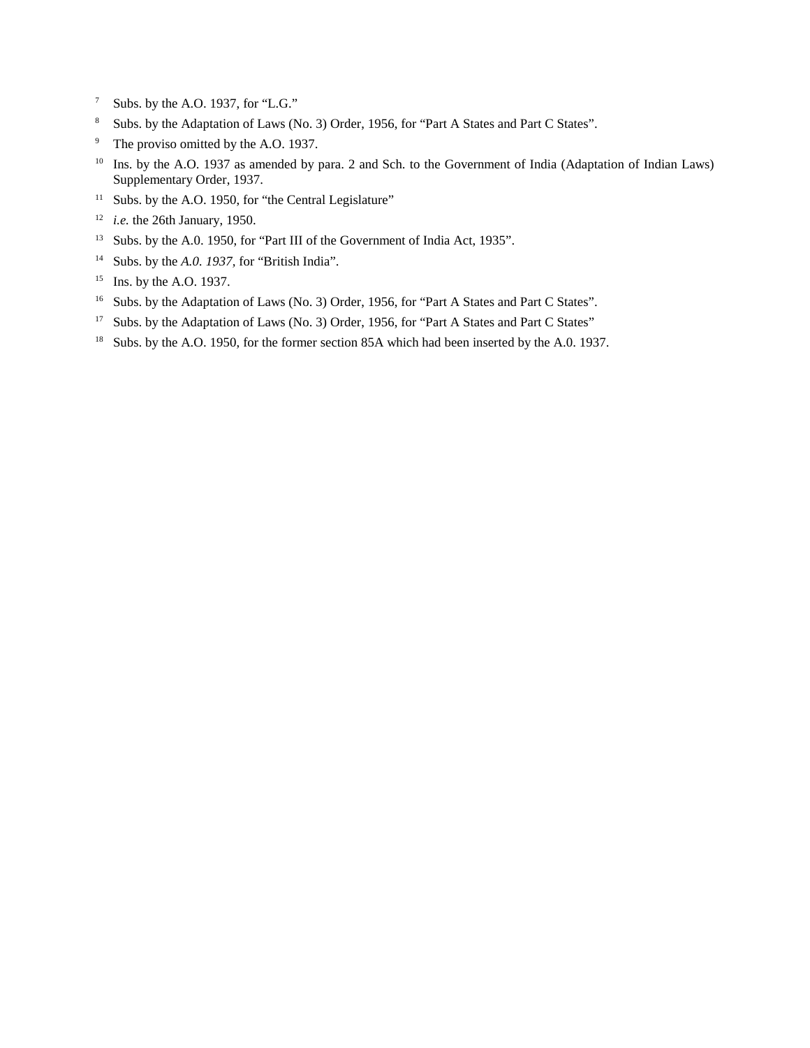[7] Subs. by the A.O. 1937, for "L.G."

[8] Subs. by the Adaptation of Laws (No. 3) Order, 1956, for "Part A States and Part C States".

[9] The proviso omitted by the A.O. 1937.

[10] Ins. by the A.O. 1937 as amended by para. 2 and Sch. to the Government of India (Adaptation of Indian Laws) Supplementary Order, 1937.

[11] Subs. by the A.O. 1950, for "the Central Legislature"

[12] *i.e.* the 26th January, 1950.

[13] Subs. by the A.0. 1950, for "Part III of the Government of India Act, 1935".

[14] Subs. by the *A.0. 1937*, for "British India".

[15] Ins. by the A.O. 1937.

[16] Subs. by the Adaptation of Laws (No. 3) Order, 1956, for "Part A States and Part C States".

[17] Subs. by the Adaptation of Laws (No. 3) Order, 1956, for "Part A States and Part C States"

[18] Subs. by the A.O. 1950, for the former section 85A which had been inserted by the A.0. 1937.